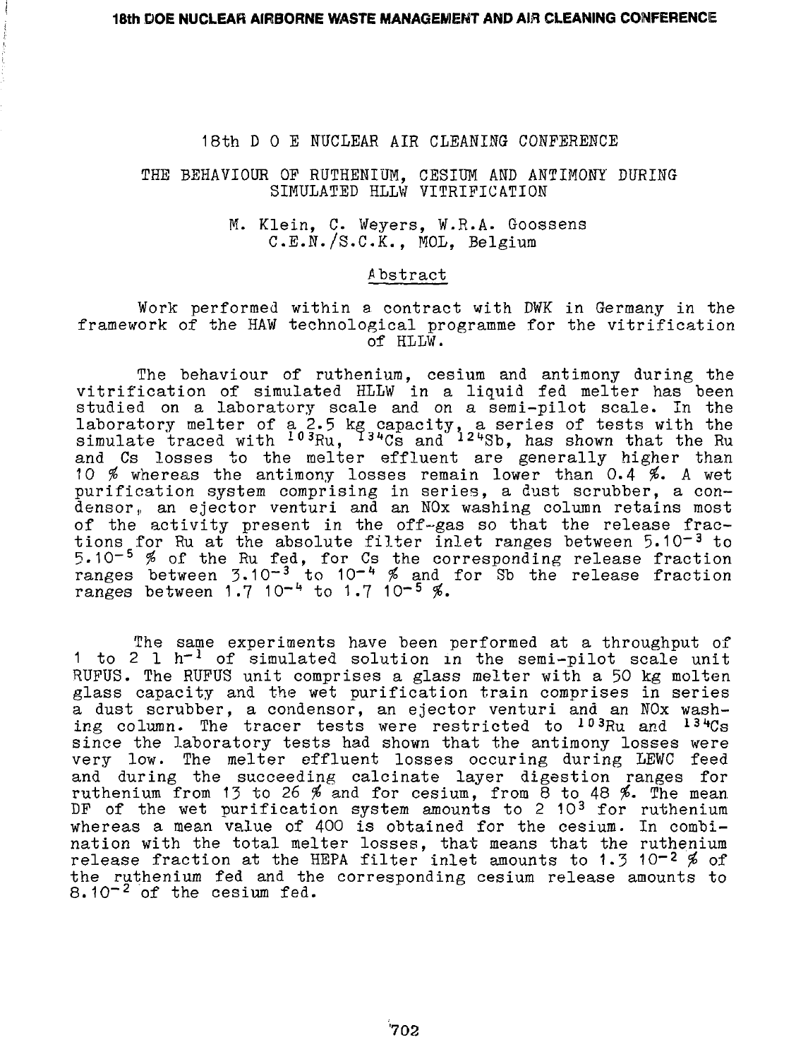18th D O E NUCLEAR AIR CLEANING CONFERENCE

# THE BEHAVIOUR OF RUTHENIUM, CESIUM AND ANTIMONY DURING SIMULATED HLLW VITRIFICATION

M. Klein, C. Weyers, W.R.A. Goossens
C.E.N./S.C.K., MOL, Belgium

## Abstract

Work performed within a contract with DWK in Germany in the framework of the HAW technological programme for the vitrification of HLLW.

The behaviour of ruthenium, cesium and antimony during the vitrification of simulated HLLW in a liquid fed melter has been studied on a laboratory scale and on a semi-pilot scale. In the laboratory melter of a 2.5 kg capacity, a series of tests with the simulate traced with $^{103}$Ru, $^{134}$Cs and $^{124}$Sb, has shown that the Ru and Cs losses to the melter effluent are generally higher than 10 % whereas the antimony losses remain lower than 0.4 %. A wet purification system comprising in series, a dust scrubber, a condensor, an ejector venturi and an NOx washing column retains most of the activity present in the off-gas so that the release fractions for Ru at the absolute filter inlet ranges between $5.10^{-3}$ to $5.10^{-5}$ % of the Ru fed, for Cs the corresponding release fraction ranges between $3.10^{-3}$ to $10^{-4}$ % and for Sb the release fraction ranges between 1.7 $10^{-4}$ to 1.7 $10^{-5}$ %.

The same experiments have been performed at a throughput of 1 to 2 l $h^{-1}$ of simulated solution in the semi-pilot scale unit RUFUS. The RUFUS unit comprises a glass melter with a 50 kg molten glass capacity and the wet purification train comprises in series a dust scrubber, a condensor, an ejector venturi and an NOx washing column. The tracer tests were restricted to $^{103}$Ru and $^{134}$Cs since the laboratory tests had shown that the antimony losses were very low. The melter effluent losses occuring during LEWC feed and during the succeeding calcinate layer digestion ranges for ruthenium from 13 to 26 % and for cesium, from 8 to 48 %. The mean DF of the wet purification system amounts to 2 $10^3$ for ruthenium whereas a mean value of 400 is obtained for the cesium. In combination with the total melter losses, that means that the ruthenium release fraction at the HEPA filter inlet amounts to 1.3 $10^{-2}$ % of the ruthenium fed and the corresponding cesium release amounts to $8.10^{-2}$ of the cesium fed.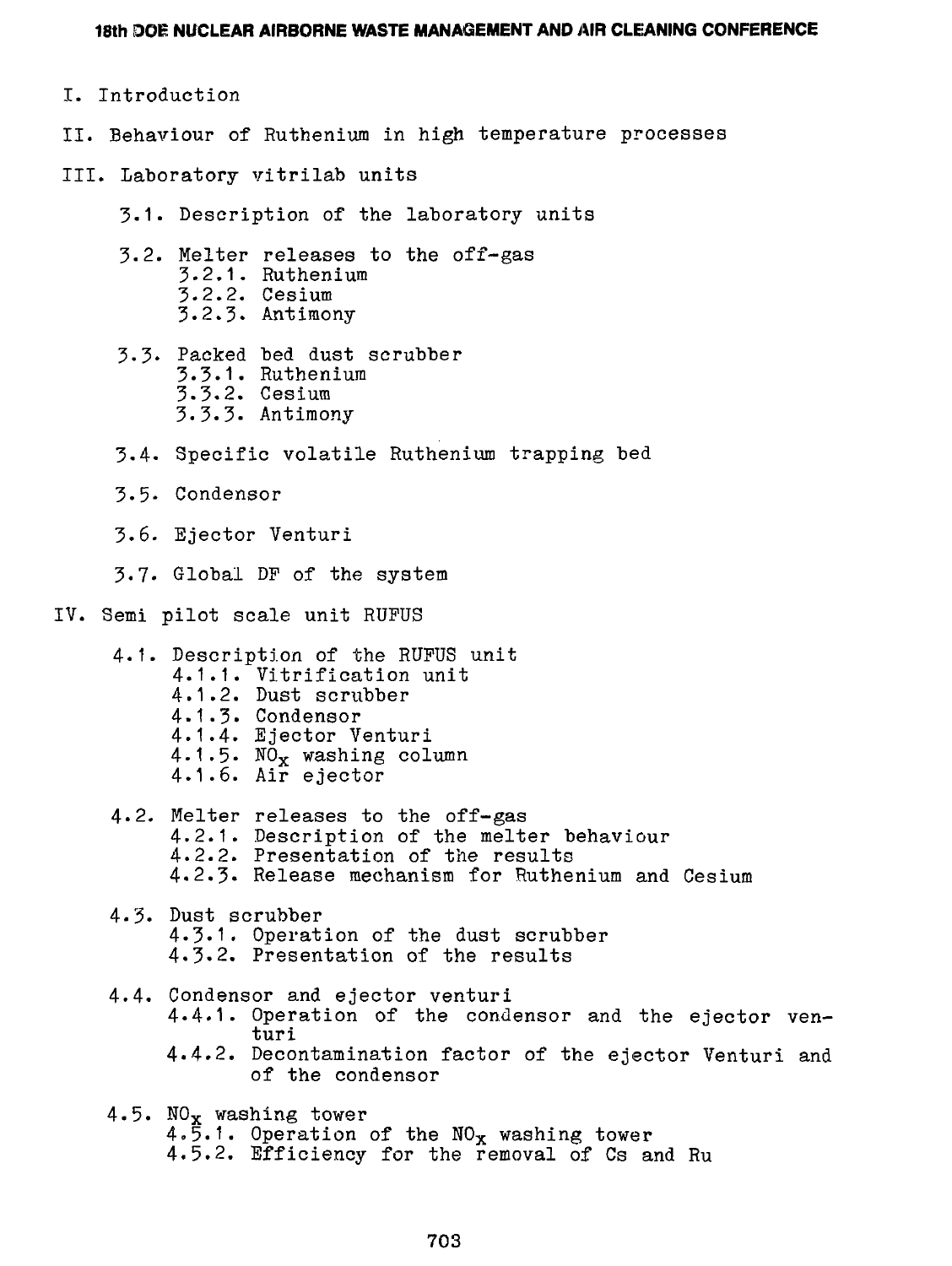I. Introduction

II. Behaviour of Ruthenium in high temperature processes

III. Laboratory vitrilab units

- 3.1. Description of the laboratory units
- 3.2. Melter releases to the off-gas
  - 3.2.1. Ruthenium
  - 3.2.2. Cesium
  - 3.2.3. Antimony
- 3.3. Packed bed dust scrubber
  - 3.3.1. Ruthenium
  - 3.3.2. Cesium
  - 3.3.3. Antimony
- 3.4. Specific volatile Ruthenium trapping bed
- 3.5. Condensor
- 3.6. Ejector Venturi
- 3.7. Global DF of the system

IV. Semi pilot scale unit RUFUS

- 4.1. Description of the RUFUS unit
  - 4.1.1. Vitrification unit
  - 4.1.2. Dust scrubber
  - 4.1.3. Condensor
  - 4.1.4. Ejector Venturi
  - 4.1.5. $NO_x$ washing column
  - 4.1.6. Air ejector
- 4.2. Melter releases to the off-gas
  - 4.2.1. Description of the melter behaviour
  - 4.2.2. Presentation of the results
  - 4.2.3. Release mechanism for Ruthenium and Cesium
- 4.3. Dust scrubber
  - 4.3.1. Operation of the dust scrubber
  - 4.3.2. Presentation of the results
- 4.4. Condensor and ejector venturi
  - 4.4.1. Operation of the condensor and the ejector venturi
  - 4.4.2. Decontamination factor of the ejector Venturi and of the condensor
- 4.5. $NO_x$ washing tower
  - 4.5.1. Operation of the $NO_x$ washing tower
  - 4.5.2. Efficiency for the removal of Cs and Ru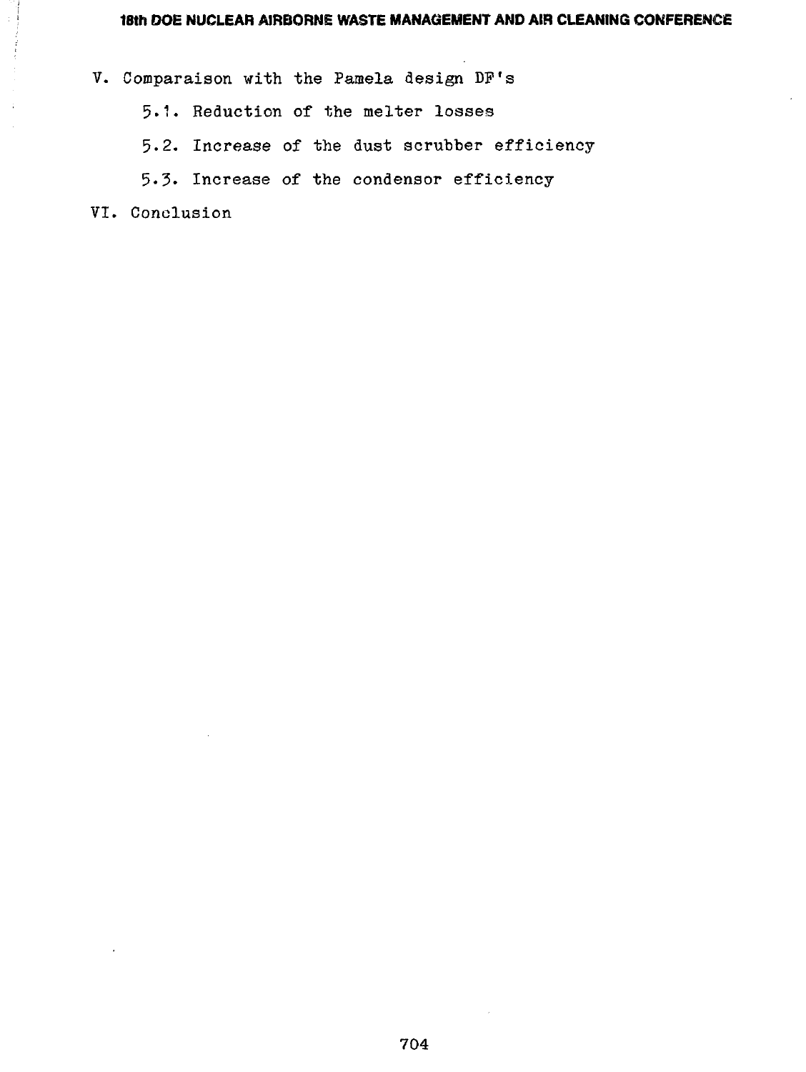V. Comparaison with the Pamela design DF's

   5.1. Reduction of the melter losses

   5.2. Increase of the dust scrubber efficiency

   5.3. Increase of the condensor efficiency

VI. Conclusion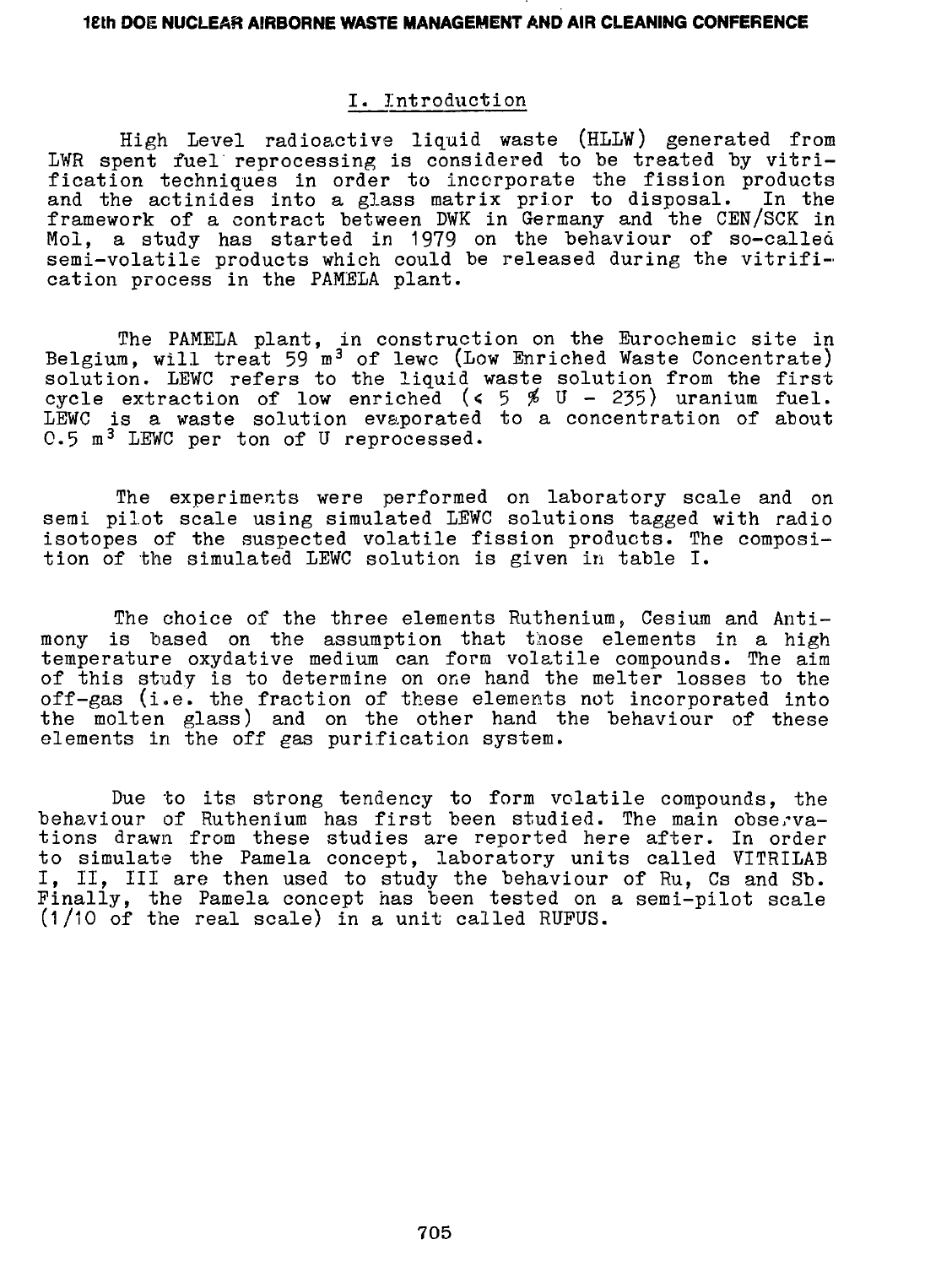## I. Introduction

High Level radioactive liquid waste (HLLW) generated from LWR spent fuel reprocessing is considered to be treated by vitrification techniques in order to incorporate the fission products and the actinides into a glass matrix prior to disposal. In the framework of a contract between DWK in Germany and the CEN/SCK in Mol, a study has started in 1979 on the behaviour of so-called semi-volatile products which could be released during the vitrification process in the PAMELA plant.

The PAMELA plant, in construction on the Eurochemic site in Belgium, will treat 59 $m^3$ of lewc (Low Enriched Waste Concentrate) solution. LEWC refers to the liquid waste solution from the first cycle extraction of low enriched (< 5 % U - 235) uranium fuel. LEWC is a waste solution evaporated to a concentration of about 0.5 $m^3$ LEWC per ton of U reprocessed.

The experiments were performed on laboratory scale and on semi pilot scale using simulated LEWC solutions tagged with radio isotopes of the suspected volatile fission products. The composition of the simulated LEWC solution is given in table I.

The choice of the three elements Ruthenium, Cesium and Antimony is based on the assumption that those elements in a high temperature oxydative medium can form volatile compounds. The aim of this study is to determine on one hand the melter losses to the off-gas (i.e. the fraction of these elements not incorporated into the molten glass) and on the other hand the behaviour of these elements in the off gas purification system.

Due to its strong tendency to form volatile compounds, the behaviour of Ruthenium has first been studied. The main observations drawn from these studies are reported here after. In order to simulate the Pamela concept, laboratory units called VITRILAB I, II, III are then used to study the behaviour of Ru, Cs and Sb. Finally, the Pamela concept has been tested on a semi-pilot scale (1/10 of the real scale) in a unit called RUFUS.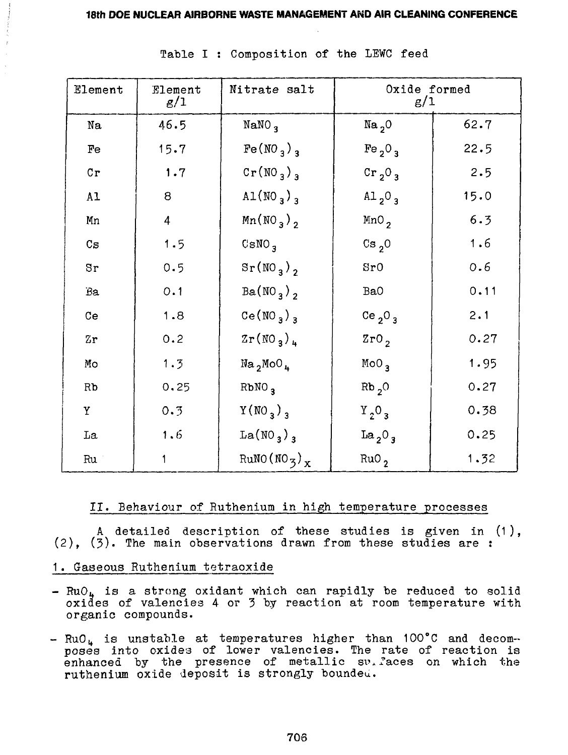Table I : Composition of the LEWC feed

| Element | Element g/l | Nitrate salt | Oxide formed g/l | |
|---|---|---|---|---|
| Na | 46.5 | $NaNO_3$ | $Na_2O$ | 62.7 |
| Fe | 15.7 | $Fe(NO_3)_3$ | $Fe_2O_3$ | 22.5 |
| Cr | 1.7 | $Cr(NO_3)_3$ | $Cr_2O_3$ | 2.5 |
| Al | 8 | $Al(NO_3)_3$ | $Al_2O_3$ | 15.0 |
| Mn | 4 | $Mn(NO_3)_2$ | $MnO_2$ | 6.3 |
| Cs | 1.5 | $CsNO_3$ | $Cs_2O$ | 1.6 |
| Sr | 0.5 | $Sr(NO_3)_2$ | $SrO$ | 0.6 |
| Ba | 0.1 | $Ba(NO_3)_2$ | $BaO$ | 0.11 |
| Ce | 1.8 | $Ce(NO_3)_3$ | $Ce_2O_3$ | 2.1 |
| Zr | 0.2 | $Zr(NO_3)_4$ | $ZrO_2$ | 0.27 |
| Mo | 1.3 | $Na_2MoO_4$ | $MoO_3$ | 1.95 |
| Rb | 0.25 | $RbNO_3$ | $Rb_2O$ | 0.27 |
| Y | 0.3 | $Y(NO_3)_3$ | $Y_2O_3$ | 0.38 |
| La | 1.6 | $La(NO_3)_3$ | $La_2O_3$ | 0.25 |
| Ru | 1 | $RuNO(NO_3)_x$ | $RuO_2$ | 1.32 |

## II. Behaviour of Ruthenium in high temperature processes

A detailed description of these studies is given in (1), (2), (3). The main observations drawn from these studies are :

### 1. Gaseous Ruthenium tetraoxide

- $RuO_4$ is a strong oxidant which can rapidly be reduced to solid oxides of valencies 4 or 3 by reaction at room temperature with organic compounds.
- $RuO_4$ is unstable at temperatures higher than 100°C and decomposes into oxides of lower valencies. The rate of reaction is enhanced by the presence of metallic surfaces on which the ruthenium oxide deposit is strongly bounded.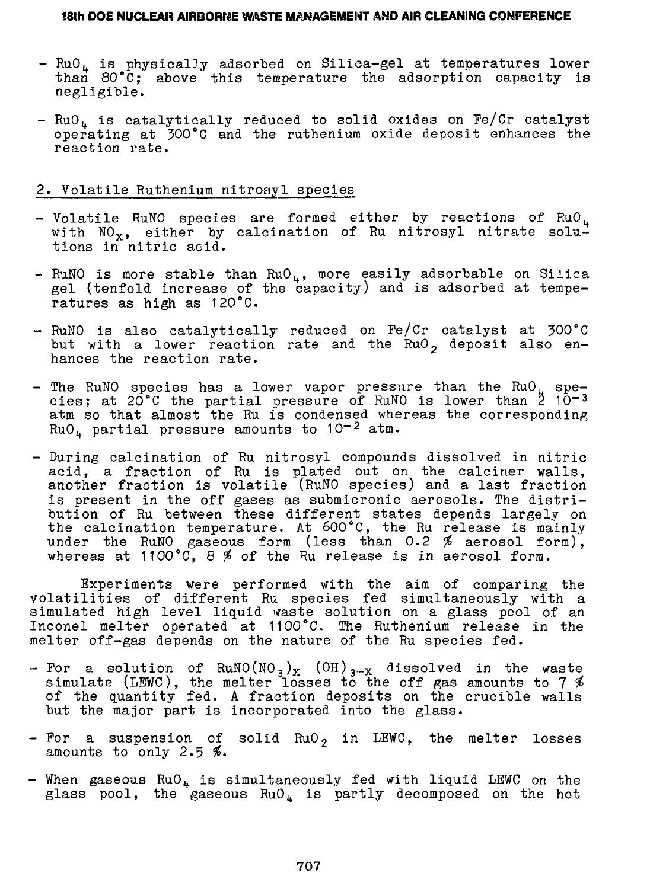- $RuO_4$ is physically adsorbed on Silica-gel at temperatures lower than 80°C; above this temperature the adsorption capacity is negligible.

- $RuO_4$ is catalytically reduced to solid oxides on Fe/Cr catalyst operating at 300°C and the ruthenium oxide deposit enhances the reaction rate.

## 2. Volatile Ruthenium nitrosyl species

- Volatile RuNO species are formed either by reactions of $RuO_4$ with $NO_x$, either by calcination of Ru nitrosyl nitrate solutions in nitric acid.

- RuNO is more stable than $RuO_4$, more easily adsorbable on Silica gel (tenfold increase of the capacity) and is adsorbed at temperatures as high as 120°C.

- RuNO is also catalytically reduced on Fe/Cr catalyst at 300°C but with a lower reaction rate and the $RuO_2$ deposit also enhances the reaction rate.

- The RuNO species has a lower vapor pressure than the $RuO_4$ species; at 20°C the partial pressure of RuNO is lower than $2\ 10^{-3}$ atm so that almost the Ru is condensed whereas the corresponding $RuO_4$ partial pressure amounts to $10^{-2}$ atm.

- During calcination of Ru nitrosyl compounds dissolved in nitric acid, a fraction of Ru is plated out on the calciner walls, another fraction is volatile (RuNO species) and a last fraction is present in the off gases as submicronic aerosols. The distribution of Ru between these different states depends largely on the calcination temperature. At 600°C, the Ru release is mainly under the RuNO gaseous form (less than 0.2 % aerosol form), whereas at 1100°C, 8 % of the Ru release is in aerosol form.

Experiments were performed with the aim of comparing the volatilities of different Ru species fed simultaneously with a simulated high level liquid waste solution on a glass pool of an Inconel melter operated at 1100°C. The Ruthenium release in the melter off-gas depends on the nature of the Ru species fed.

- For a solution of $RuNO(NO_3)_x\ (OH)_{3-x}$ dissolved in the waste simulate (LEWC), the melter losses to the off gas amounts to 7 % of the quantity fed. A fraction deposits on the crucible walls but the major part is incorporated into the glass.

- For a suspension of solid $RuO_2$ in LEWC, the melter losses amounts to only 2.5 %.

- When gaseous $RuO_4$ is simultaneously fed with liquid LEWC on the glass pool, the gaseous $RuO_4$ is partly decomposed on the hot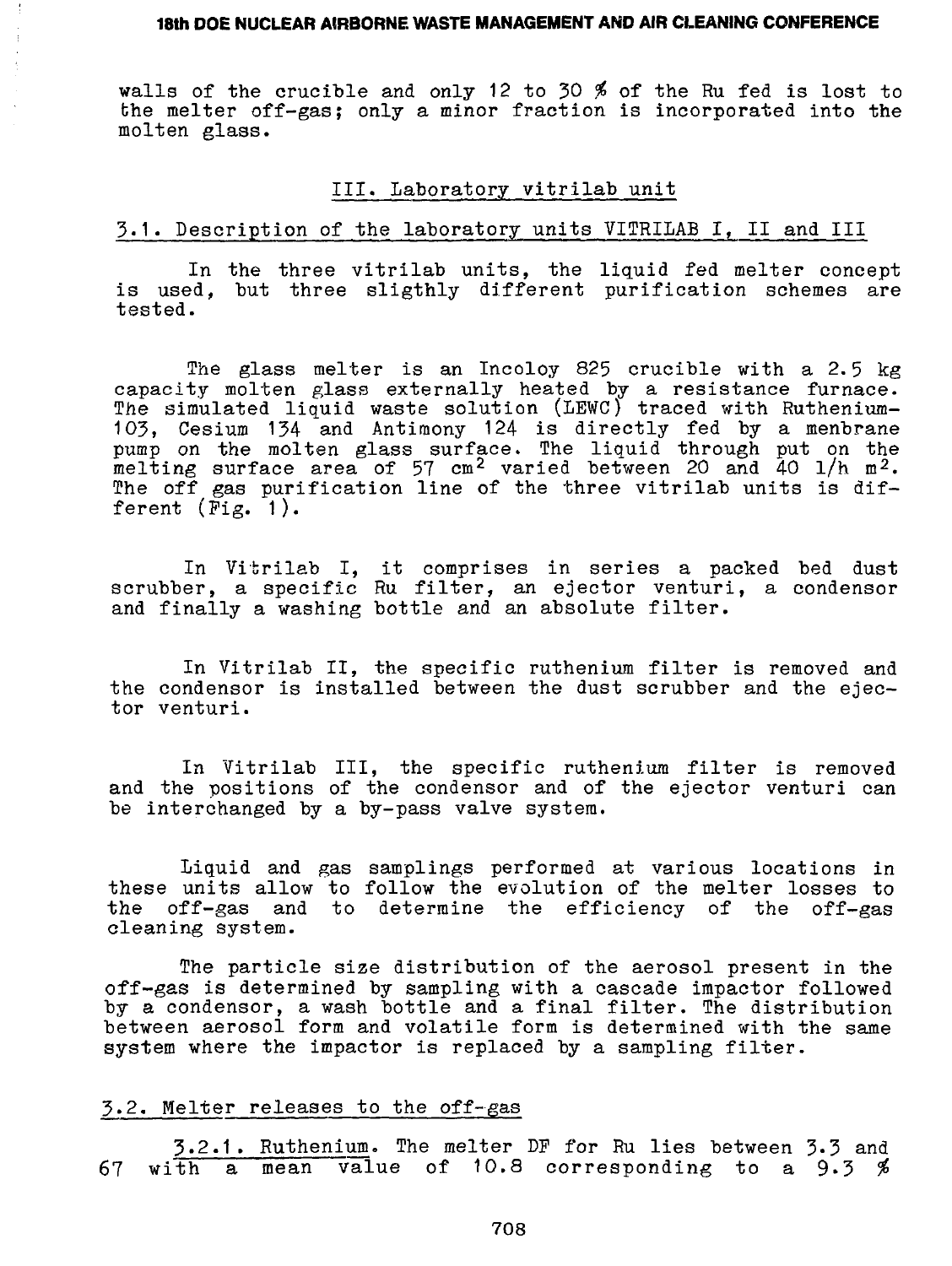walls of the crucible and only 12 to 30 % of the Ru fed is lost to the melter off-gas; only a minor fraction is incorporated into the molten glass.

## III. Laboratory vitrilab unit

### 3.1. Description of the laboratory units VITRILAB I, II and III

In the three vitrilab units, the liquid fed melter concept is used, but three sligthly different purification schemes are tested.

The glass melter is an Incoloy 825 crucible with a 2.5 kg capacity molten glass externally heated by a resistance furnace. The simulated liquid waste solution (LEWC) traced with Ruthenium-103, Cesium 134 and Antimony 124 is directly fed by a menbrane pump on the molten glass surface. The liquid through put on the melting surface area of 57 $cm^2$ varied between 20 and 40 $l/h\ m^2$. The off gas purification line of the three vitrilab units is different (Fig. 1).

In Vitrilab I, it comprises in series a packed bed dust scrubber, a specific Ru filter, an ejector venturi, a condensor and finally a washing bottle and an absolute filter.

In Vitrilab II, the specific ruthenium filter is removed and the condensor is installed between the dust scrubber and the ejector venturi.

In Vitrilab III, the specific ruthenium filter is removed and the positions of the condensor and of the ejector venturi can be interchanged by a by-pass valve system.

Liquid and gas samplings performed at various locations in these units allow to follow the evolution of the melter losses to the off-gas and to determine the efficiency of the off-gas cleaning system.

The particle size distribution of the aerosol present in the off-gas is determined by sampling with a cascade impactor followed by a condensor, a wash bottle and a final filter. The distribution between aerosol form and volatile form is determined with the same system where the impactor is replaced by a sampling filter.

### 3.2. Melter releases to the off-gas

3.2.1. Ruthenium. The melter DF for Ru lies between 3.3 and 67 with a mean value of 10.8 corresponding to a 9.3 %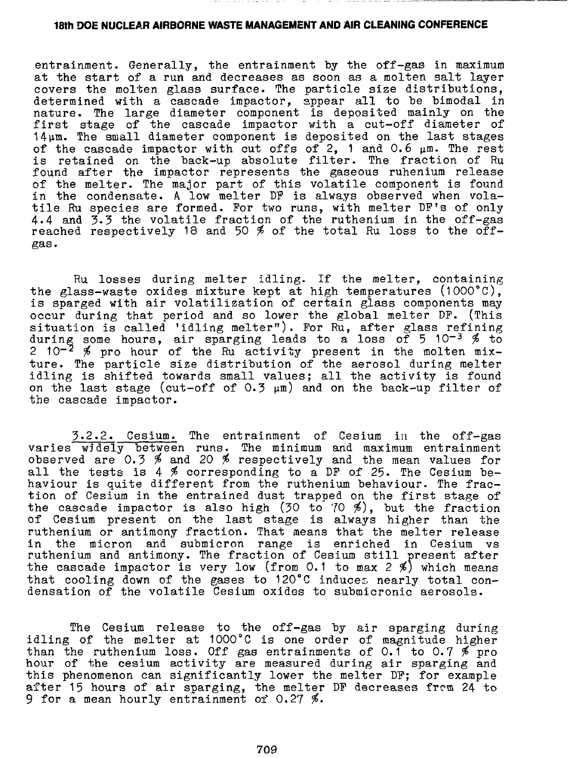entrainment. Generally, the entrainment by the off-gas in maximum at the start of a run and decreases as soon as a molten salt layer covers the molten glass surface. The particle size distributions, determined with a cascade impactor, appear all to be bimodal in nature. The large diameter component is deposited mainly on the first stage of the cascade impactor with a cut-off diameter of 14µm. The small diameter component is deposited on the last stages of the cascade impactor with cut offs of 2, 1 and 0.6 µm. The rest is retained on the back-up absolute filter. The fraction of Ru found after the impactor represents the gaseous ruhenium release of the melter. The major part of this volatile component is found in the condensate. A low melter DF is always observed when volatile Ru species are formed. For two runs, with melter DF's of only 4.4 and 3.3 the volatile fraction of the ruthenium in the off-gas reached respectively 18 and 50 % of the total Ru loss to the off-gas.

Ru losses during melter idling. If the melter, containing the glass-waste oxides mixture kept at high temperatures (1000°C), is sparged with air volatilization of certain glass components may occur during that period and so lower the global melter DF. (This situation is called 'idling melter"). For Ru, after glass refining during some hours, air sparging leads to a loss of $5\ 10^{-3}$ % to $2\ 10^{-2}$ % pro hour of the Ru activity present in the molten mixture. The particle size distribution of the aerosol during melter idling is shifted towards small values; all the activity is found on the last stage (cut-off of 0.3 µm) and on the back-up filter of the cascade impactor.

3.2.2. Cesium. The entrainment of Cesium in the off-gas varies widely between runs. The minimum and maximum entrainment observed are 0.3 % and 20 % respectively and the mean values for all the tests is 4 % corresponding to a DF of 25. The Cesium behaviour is quite different from the ruthenium behaviour. The fraction of Cesium in the entrained dust trapped on the first stage of the cascade impactor is also high (30 to 70 %), but the fraction of Cesium present on the last stage is always higher than the ruthenium or antimony fraction. That means that the melter release in the micron and submicron range is enriched in Cesium vs ruthenium and antimony. The fraction of Cesium still present after the cascade impactor is very low (from 0.1 to max 2 %) which means that cooling down of the gases to 120°C induces nearly total condensation of the volatile Cesium oxides to submicronic aerosols.

The Cesium release to the off-gas by air sparging during idling of the melter at 1000°C is one order of magnitude higher than the ruthenium loss. Off gas entrainments of 0.1 to 0.7 % pro hour of the cesium activity are measured during air sparging and this phenomenon can significantly lower the melter DF; for example after 15 hours of air sparging, the melter DF decreases from 24 to 9 for a mean hourly entrainment of 0.27 %.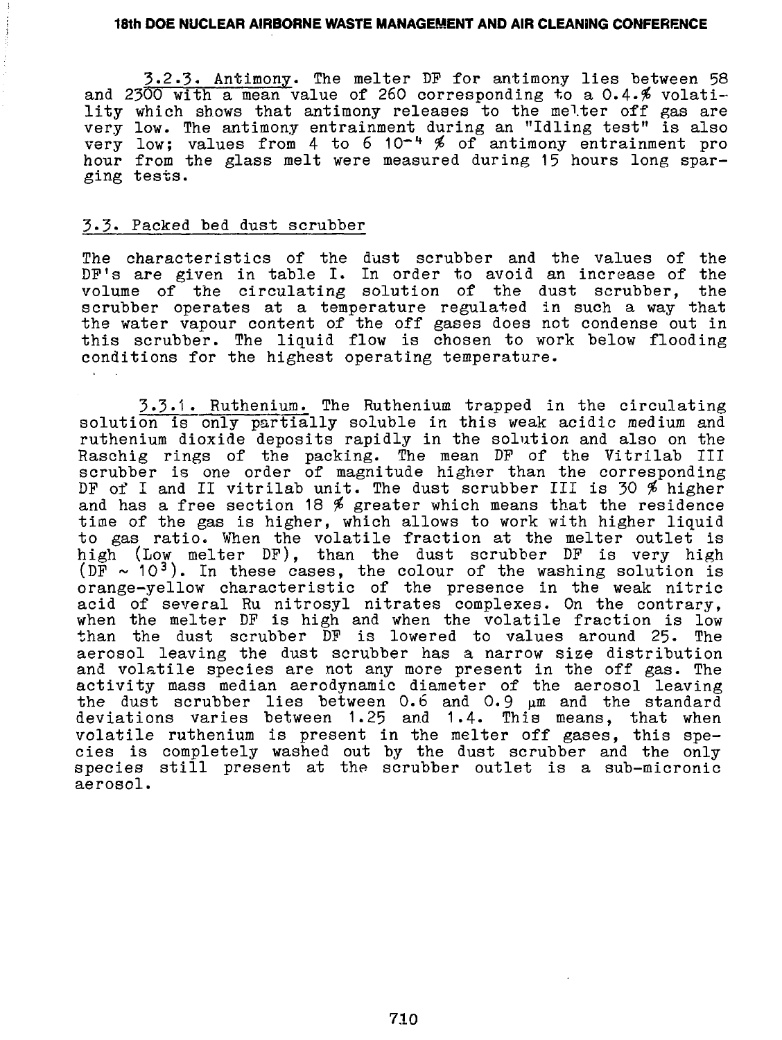3.2.3. Antimony. The melter DF for antimony lies between 58 and 2300 with a mean value of 260 corresponding to a 0.4.% volatility which shows that antimony releases to the melter off gas are very low. The antimony entrainment during an "Idling test" is also very low; values from 4 to 6 $10^{-4}$ % of antimony entrainment pro hour from the glass melt were measured during 15 hours long sparging tests.

### 3.3. Packed bed dust scrubber

The characteristics of the dust scrubber and the values of the DF's are given in table I. In order to avoid an increase of the volume of the circulating solution of the dust scrubber, the scrubber operates at a temperature regulated in such a way that the water vapour content of the off gases does not condense out in this scrubber. The liquid flow is chosen to work below flooding conditions for the highest operating temperature.

3.3.1. Ruthenium. The Ruthenium trapped in the circulating solution is only partially soluble in this weak acidic medium and ruthenium dioxide deposits rapidly in the solution and also on the Raschig rings of the packing. The mean DF of the Vitrilab III scrubber is one order of magnitude higher than the corresponding DF of I and II vitrilab unit. The dust scrubber III is 30 % higher and has a free section 18 % greater which means that the residence time of the gas is higher, which allows to work with higher liquid to gas ratio. When the volatile fraction at the melter outlet is high (Low melter DF), than the dust scrubber DF is very high (DF $\sim 10^3$). In these cases, the colour of the washing solution is orange-yellow characteristic of the presence in the weak nitric acid of several Ru nitrosyl nitrates complexes. On the contrary, when the melter DF is high and when the volatile fraction is low than the dust scrubber DF is lowered to values around 25. The aerosol leaving the dust scrubber has a narrow size distribution and volatile species are not any more present in the off gas. The activity mass median aerodynamic diameter of the aerosol leaving the dust scrubber lies between 0.6 and 0.9 µm and the standard deviations varies between 1.25 and 1.4. This means, that when volatile ruthenium is present in the melter off gases, this species is completely washed out by the dust scrubber and the only species still present at the scrubber outlet is a sub-micronic aerosol.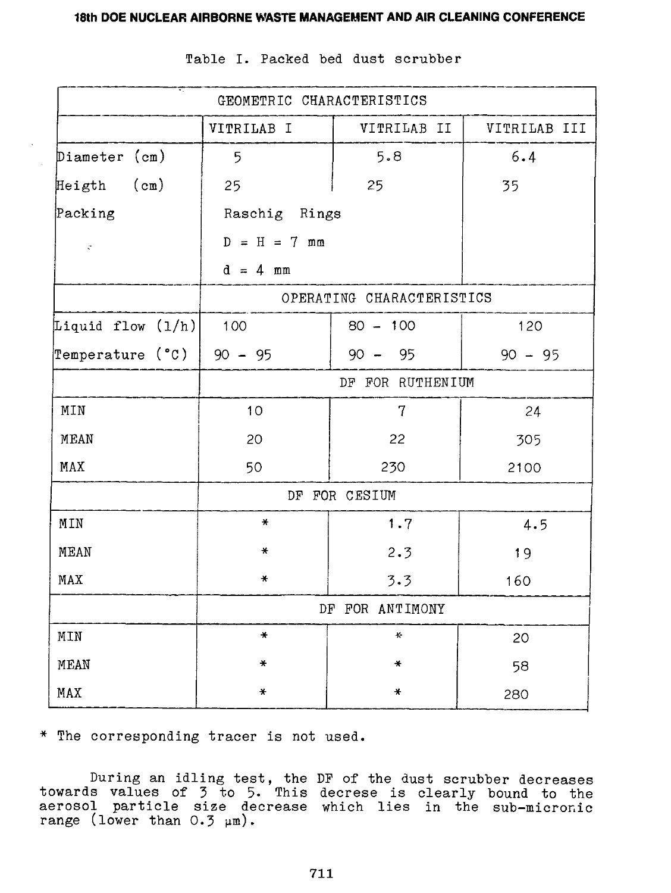Table I. Packed bed dust scrubber

| GEOMETRIC CHARACTERISTICS | | | |
|---|---|---|---|
| | VITRILAB I | VITRILAB II | VITRILAB III |
| Diameter (cm) | 5 | 5.8 | 6.4 |
| Heigth (cm) | 25 | 25 | 35 |
| Packing | Raschig Rings | | |
| | D = H = 7 mm | | |
| | d = 4 mm | | |
| | OPERATING CHARACTERISTICS | | |
| Liquid flow (l/h) | 100 | 80 - 100 | 120 |
| Temperature (°C) | 90 - 95 | 90 - 95 | 90 - 95 |
| | DF FOR RUTHENIUM | | |
| MIN | 10 | 7 | 24 |
| MEAN | 20 | 22 | 305 |
| MAX | 50 | 230 | 2100 |
| | DF FOR CESIUM | | |
| MIN | * | 1.7 | 4.5 |
| MEAN | * | 2.3 | 19 |
| MAX | * | 3.3 | 160 |
| | DF FOR ANTIMONY | | |
| MIN | * | * | 20 |
| MEAN | * | * | 58 |
| MAX | * | * | 280 |

* The corresponding tracer is not used.

During an idling test, the DF of the dust scrubber decreases towards values of 3 to 5. This decrese is clearly bound to the aerosol particle size decrease which lies in the sub-micronic range (lower than 0.3 µm).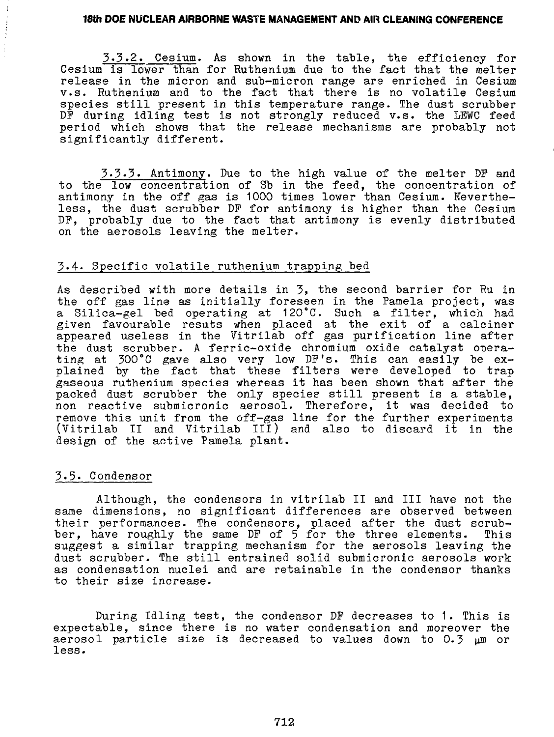3.3.2. Cesium. As shown in the table, the efficiency for Cesium is lower than for Ruthenium due to the fact that the melter release in the micron and sub-micron range are enriched in Cesium v.s. Ruthenium and to the fact that there is no volatile Cesium species still present in this temperature range. The dust scrubber DF during idling test is not strongly reduced v.s. the LEWC feed period which shows that the release mechanisms are probably not significantly different.

3.3.3. Antimony. Due to the high value of the melter DF and to the low concentration of Sb in the feed, the concentration of antimony in the off gas is 1000 times lower than Cesium. Nevertheless, the dust scrubber DF for antimony is higher than the Cesium DF, probably due to the fact that antimony is evenly distributed on the aerosols leaving the melter.

## 3.4. Specific volatile ruthenium trapping bed

As described with more details in 3, the second barrier for Ru in the off gas line as initially foreseen in the Pamela project, was a Silica-gel bed operating at 120°C. Such a filter, which had given favourable resuts when placed at the exit of a calciner appeared useless in the Vitrilab off gas purification line after the dust scrubber. A ferric-oxide chromium oxide catalyst operating at 300°C gave also very low DF's. This can easily be explained by the fact that these filters were developed to trap gaseous ruthenium species whereas it has been shown that after the packed dust scrubber the only species still present is a stable, non reactive submicronic aerosol. Therefore, it was decided to remove this unit from the off-gas line for the further experiments (Vitrilab II and Vitrilab III) and also to discard it in the design of the active Pamela plant.

## 3.5. Condensor

Although, the condensors in vitrilab II and III have not the same dimensions, no significant differences are observed between their performances. The condensors, placed after the dust scrubber, have roughly the same DF of 5 for the three elements. This suggest a similar trapping mechanism for the aerosols leaving the dust scrubber. The still entrained solid submicronic aerosols work as condensation nuclei and are retainable in the condensor thanks to their size increase.

During Idling test, the condensor DF decreases to 1. This is expectable, since there is no water condensation and moreover the aerosol particle size is decreased to values down to 0.3 μm or less.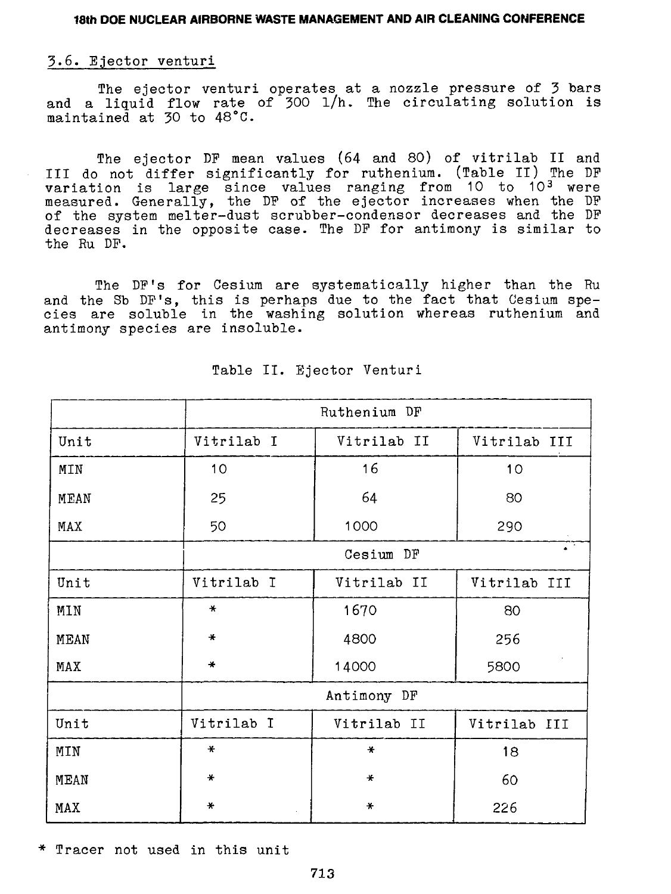### 3.6. Ejector venturi

The ejector venturi operates at a nozzle pressure of 3 bars and a liquid flow rate of 300 l/h. The circulating solution is maintained at 30 to 48°C.

The ejector DF mean values (64 and 80) of vitrilab II and III do not differ significantly for ruthenium. (Table II) The DF variation is large since values ranging from 10 to $10^3$ were measured. Generally, the DF of the ejector increases when the DF of the system melter-dust scrubber-condensor decreases and the DF decreases in the opposite case. The DF for antimony is similar to the Ru DF.

The DF's for Cesium are systematically higher than the Ru and the Sb DF's, this is perhaps due to the fact that Cesium species are soluble in the washing solution whereas ruthenium and antimony species are insoluble.

Table II. Ejector Venturi

| | Ruthenium DF | | |
|---|---|---|---|
| Unit | Vitrilab I | Vitrilab II | Vitrilab III |
| MIN | 10 | 16 | 10 |
| MEAN | 25 | 64 | 80 |
| MAX | 50 | 1000 | 290 |
| | Cesium DF | | |
| Unit | Vitrilab I | Vitrilab II | Vitrilab III |
| MIN | * | 1670 | 80 |
| MEAN | * | 4800 | 256 |
| MAX | * | 14000 | 5800 |
| | Antimony DF | | |
| Unit | Vitrilab I | Vitrilab II | Vitrilab III |
| MIN | * | * | 18 |
| MEAN | * | * | 60 |
| MAX | * | * | 226 |

* Tracer not used in this unit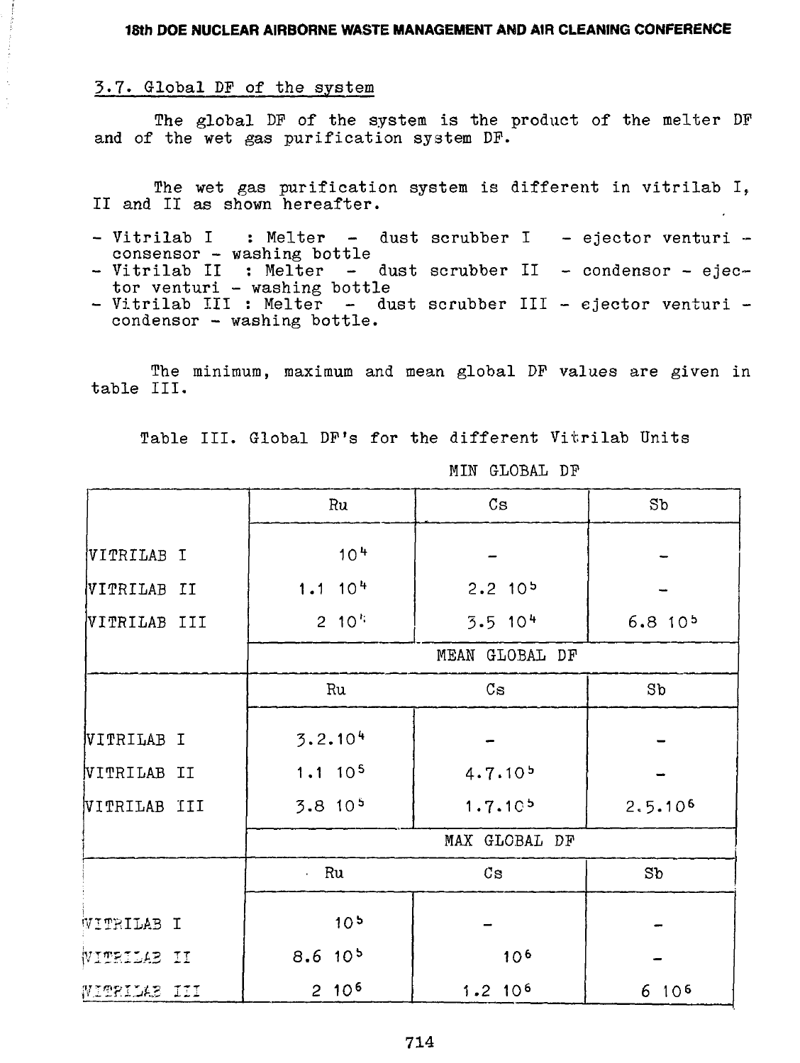## 3.7. Global DF of the system

The global DF of the system is the product of the melter DF and of the wet gas purification system DF.

The wet gas purification system is different in vitrilab I, II and II as shown hereafter.

- Vitrilab I : Melter - dust scrubber I - ejector venturi - consensor - washing bottle
- Vitrilab II : Melter - dust scrubber II - condensor - ejector venturi - washing bottle
- Vitrilab III : Melter - dust scrubber III - ejector venturi - condensor - washing bottle.

The minimum, maximum and mean global DF values are given in table III.

Table III. Global DF's for the different Vitrilab Units

| | MIN GLOBAL DF | | |
|---|---|---|---|
| | Ru | Cs | Sb |
| VITRILAB I | $10^4$ | - | - |
| VITRILAB II | $1.1\ 10^4$ | $2.2\ 10^5$ | - |
| VITRILAB III | $2\ 10^4$ | $3.5\ 10^4$ | $6.8\ 10^5$ |
| | **MEAN GLOBAL DF** | | |
| | Ru | Cs | Sb |
| VITRILAB I | $3.2.10^4$ | - | - |
| VITRILAB II | $1.1\ 10^5$ | $4.7.10^5$ | - |
| VITRILAB III | $3.8\ 10^5$ | $1.7.10^5$ | $2.5.10^6$ |
| | **MAX GLOBAL DF** | | |
| | Ru | Cs | Sb |
| VITRILAB I | $10^5$ | - | - |
| VITRILAB II | $8.6\ 10^5$ | $10^6$ | - |
| VITRILAB III | $2\ 10^6$ | $1.2\ 10^6$ | $6\ 10^6$ |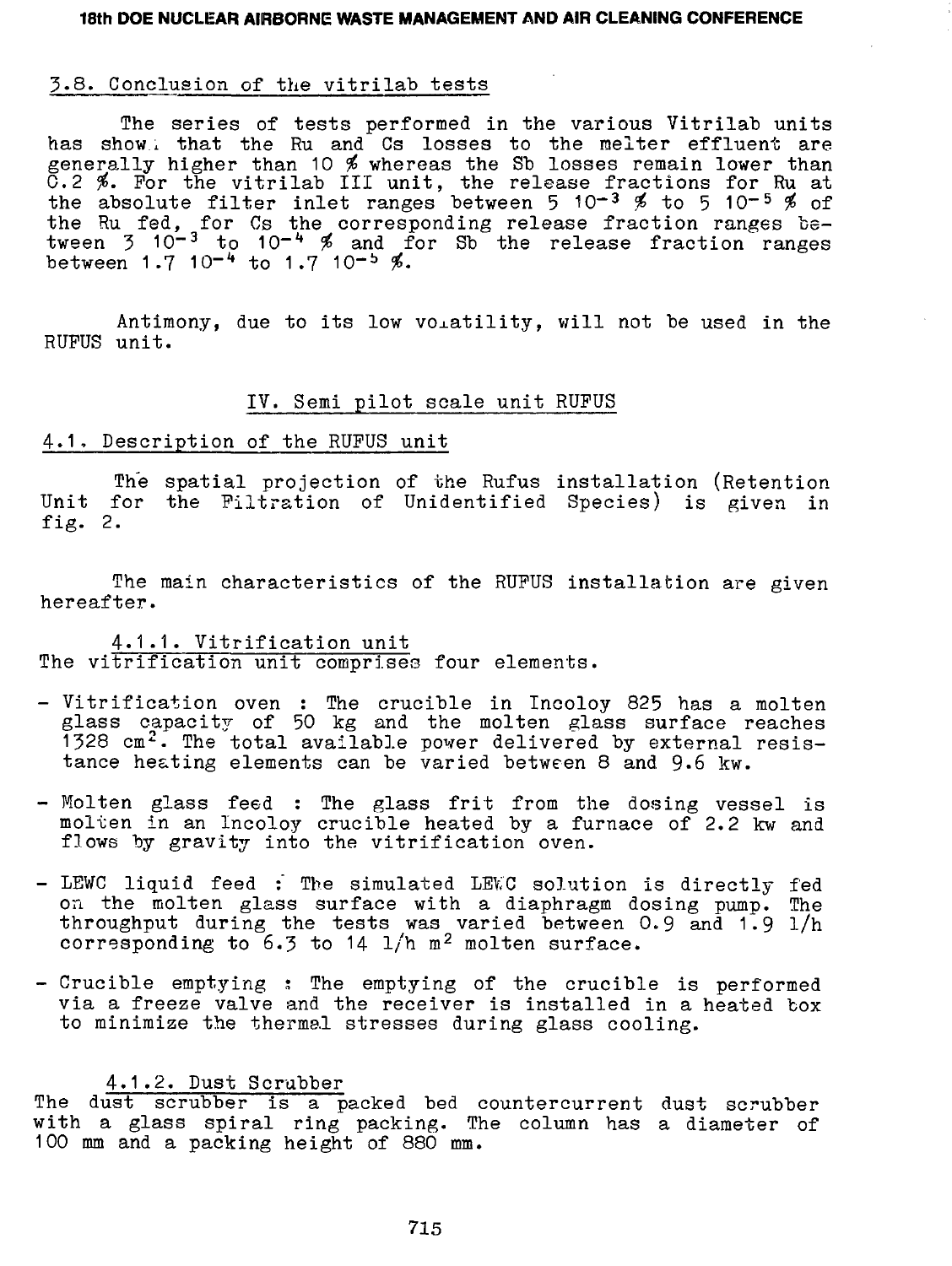### 3.8. Conclusion of the vitrilab tests

The series of tests performed in the various Vitrilab units has shown that the Ru and Cs losses to the melter effluent are generally higher than 10 % whereas the Sb losses remain lower than 0.2 %. For the vitrilab III unit, the release fractions for Ru at the absolute filter inlet ranges between 5 $10^{-3}$ % to 5 $10^{-5}$ % of the Ru fed, for Cs the corresponding release fraction ranges between 3 $10^{-3}$ to $10^{-4}$ % and for Sb the release fraction ranges between 1.7 $10^{-4}$ to 1.7 $10^{-5}$ %.

Antimony, due to its low volatility, will not be used in the RUFUS unit.

## IV. Semi pilot scale unit RUFUS

### 4.1. Description of the RUFUS unit

The spatial projection of the Rufus installation (Retention Unit for the Filtration of Unidentified Species) is given in fig. 2.

The main characteristics of the RUFUS installation are given hereafter.

#### 4.1.1. Vitrification unit

The vitrification unit comprises four elements.

- Vitrification oven : The crucible in Incoloy 825 has a molten glass capacity of 50 kg and the molten glass surface reaches 1328 $cm^2$. The total available power delivered by external resistance heating elements can be varied between 8 and 9.6 kw.
- Molten glass feed : The glass frit from the dosing vessel is molten in an Incoloy crucible heated by a furnace of 2.2 kw and flows by gravity into the vitrification oven.
- LEWC liquid feed : The simulated LEWC solution is directly fed on the molten glass surface with a diaphragm dosing pump. The throughput during the tests was varied between 0.9 and 1.9 l/h corresponding to 6.3 to 14 l/h $m^2$ molten surface.
- Crucible emptying : The emptying of the crucible is performed via a freeze valve and the receiver is installed in a heated box to minimize the thermal stresses during glass cooling.

#### 4.1.2. Dust Scrubber

The dust scrubber is a packed bed countercurrent dust scrubber with a glass spiral ring packing. The column has a diameter of 100 mm and a packing height of 880 mm.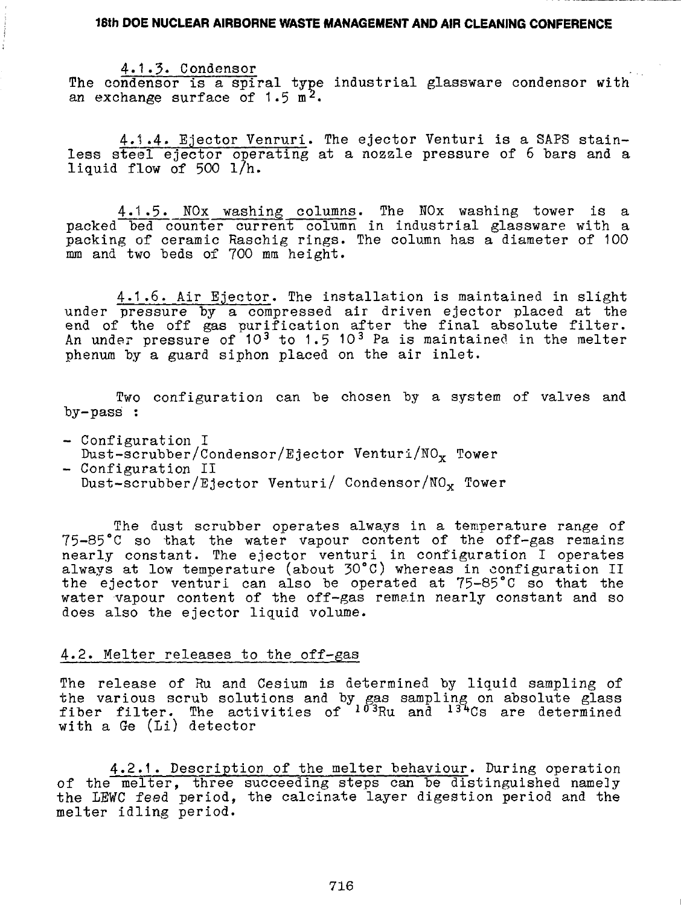4.1.3. Condensor

The condensor is a spiral type industrial glassware condensor with an exchange surface of 1.5 $m^2$.

4.1.4. Ejector Venruri. The ejector Venturi is a SAPS stainless steel ejector operating at a nozzle pressure of 6 bars and a liquid flow of 500 l/h.

4.1.5. NOx washing columns. The NOx washing tower is a packed bed counter current column in industrial glassware with a packing of ceramic Raschig rings. The column has a diameter of 100 mm and two beds of 700 mm height.

4.1.6. Air Ejector. The installation is maintained in slight under pressure by a compressed air driven ejector placed at the end of the off gas purification after the final absolute filter. An under pressure of $10^3$ to 1.5 $10^3$ Pa is maintained in the melter phenum by a guard siphon placed on the air inlet.

Two configuration can be chosen by a system of valves and by-pass :

- Configuration I
  Dust-scrubber/Condensor/Ejector Venturi/$NO_x$ Tower
- Configuration II
  Dust-scrubber/Ejector Venturi/ Condensor/$NO_x$ Tower

The dust scrubber operates always in a temperature range of 75-85°C so that the water vapour content of the off-gas remains nearly constant. The ejector venturi in configuration I operates always at low temperature (about 30°C) whereas in configuration II the ejector venturi can also be operated at 75-85°C so that the water vapour content of the off-gas remain nearly constant and so does also the ejector liquid volume.

## 4.2. Melter releases to the off-gas

The release of Ru and Cesium is determined by liquid sampling of the various scrub solutions and by gas sampling on absolute glass fiber filter. The activities of $^{103}Ru$ and $^{134}Cs$ are determined with a Ge (Li) detector

4.2.1. Description of the melter behaviour. During operation of the melter, three succeeding steps can be distinguished namely the LEWC feed period, the calcinate layer digestion period and the melter idling period.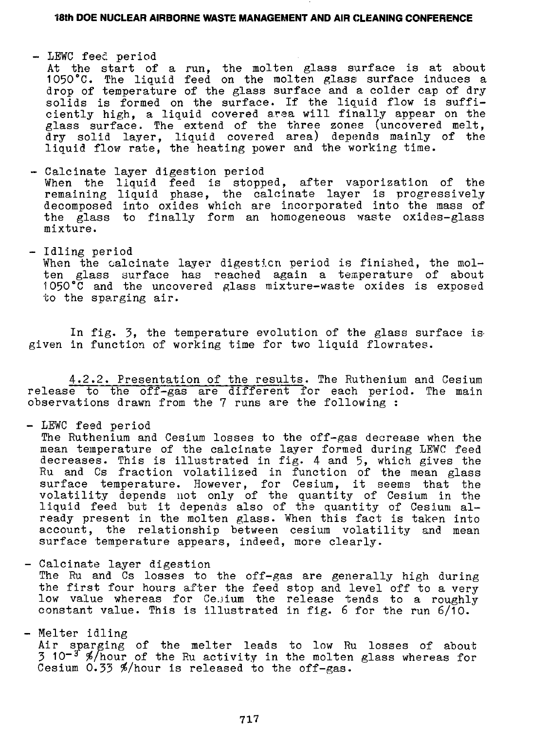- LEWC feed period
  At the start of a run, the molten glass surface is at about 1050°C. The liquid feed on the molten glass surface induces a drop of temperature of the glass surface and a colder cap of dry solids is formed on the surface. If the liquid flow is sufficiently high, a liquid covered area will finally appear on the glass surface. The extend of the three zones (uncovered melt, dry solid layer, liquid covered area) depends mainly of the liquid flow rate, the heating power and the working time.

- Calcinate layer digestion period
  When the liquid feed is stopped, after vaporization of the remaining liquid phase, the calcinate layer is progressively decomposed into oxides which are incorporated into the mass of the glass to finally form an homogeneous waste oxides-glass mixture.

- Idling period
  When the calcinate layer digestion period is finished, the molten glass surface has reached again a temperature of about 1050°C and the uncovered glass mixture-waste oxides is exposed to the sparging air.

In fig. 3, the temperature evolution of the glass surface is given in function of working time for two liquid flowrates.

4.2.2. Presentation of the results. The Ruthenium and Cesium release to the off-gas are different for each period. The main observations drawn from the 7 runs are the following :

- LEWC feed period
  The Ruthenium and Cesium losses to the off-gas decrease when the mean temperature of the calcinate layer formed during LEWC feed decreases. This is illustrated in fig. 4 and 5, which gives the Ru and Cs fraction volatilized in function of the mean glass surface temperature. However, for Cesium, it seems that the volatility depends not only of the quantity of Cesium in the liquid feed but it depends also of the quantity of Cesium already present in the molten glass. When this fact is taken into account, the relationship between cesium volatility and mean surface temperature appears, indeed, more clearly.

- Calcinate layer digestion
  The Ru and Cs losses to the off-gas are generally high during the first four hours after the feed stop and level off to a very low value whereas for Cesium the release tends to a roughly constant value. This is illustrated in fig. 6 for the run 6/10.

- Melter idling
  Air sparging of the melter leads to low Ru losses of about $3\ 10^{-3}$ %/hour of the Ru activity in the molten glass whereas for Cesium 0.33 %/hour is released to the off-gas.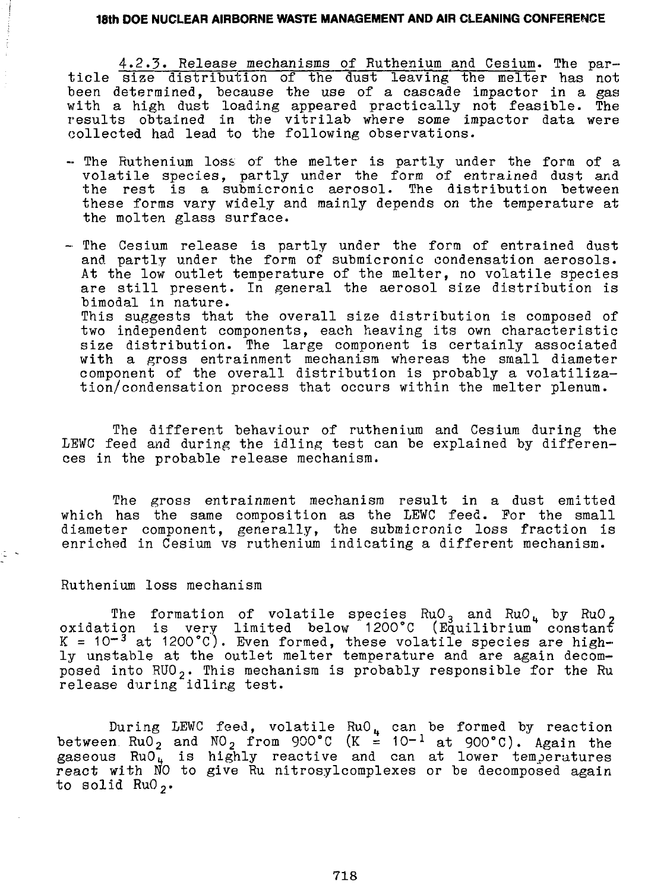4.2.3. Release mechanisms of Ruthenium and Cesium. The particle size distribution of the dust leaving the melter has not been determined, because the use of a cascade impactor in a gas with a high dust loading appeared practically not feasible. The results obtained in the vitrilab where some impactor data were collected had lead to the following observations.

- The Ruthenium loss of the melter is partly under the form of a volatile species, partly under the form of entrained dust and the rest is a submicronic aerosol. The distribution between these forms vary widely and mainly depends on the temperature at the molten glass surface.

- The Cesium release is partly under the form of entrained dust and partly under the form of submicronic condensation aerosols. At the low outlet temperature of the melter, no volatile species are still present. In general the aerosol size distribution is bimodal in nature.
  This suggests that the overall size distribution is composed of two independent components, each heaving its own characteristic size distribution. The large component is certainly associated with a gross entrainment mechanism whereas the small diameter component of the overall distribution is probably a volatilization/condensation process that occurs within the melter plenum.

The different behaviour of ruthenium and Cesium during the LEWC feed and during the idling test can be explained by differences in the probable release mechanism.

The gross entrainment mechanism result in a dust emitted which has the same composition as the LEWC feed. For the small diameter component, generally, the submicronic loss fraction is enriched in Cesium vs ruthenium indicating a different mechanism.

Ruthenium loss mechanism

The formation of volatile species $RuO_3$ and $RuO_4$ by $RuO_2$ oxidation is very limited below 1200°C (Equilibrium constant $K = 10^{-3}$ at 1200°C). Even formed, these volatile species are highly unstable at the outlet melter temperature and are again decomposed into $RuO_2$. This mechanism is probably responsible for the Ru release during idling test.

During LEWC feed, volatile $RuO_4$ can be formed by reaction between $RuO_2$ and $NO_2$ from 900°C ($K = 10^{-1}$ at 900°C). Again the gaseous $RuO_4$ is highly reactive and can at lower temperatures react with NO to give Ru nitrosylcomplexes or be decomposed again to solid $RuO_2$.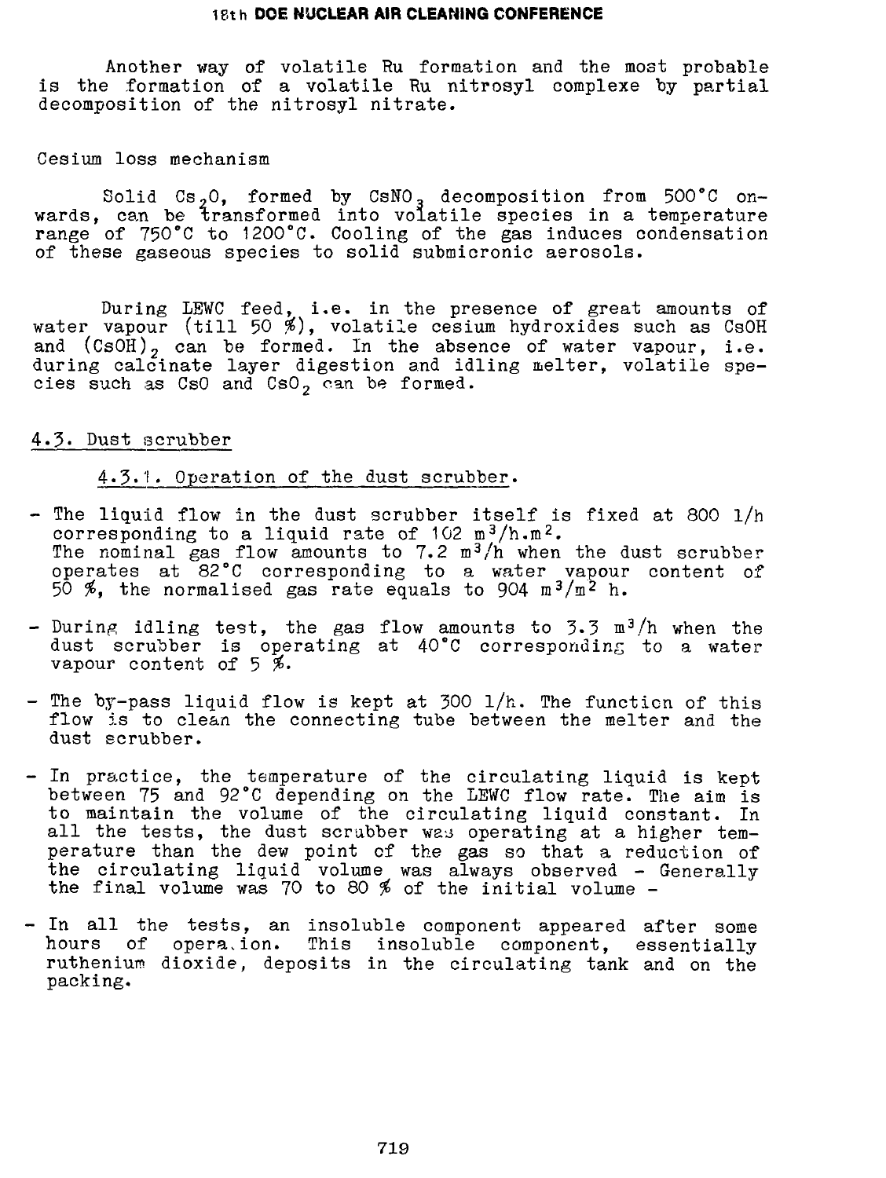Another way of volatile Ru formation and the most probable is the formation of a volatile Ru nitrosyl complexe by partial decomposition of the nitrosyl nitrate.

Cesium loss mechanism

Solid $Cs_2O$, formed by $CsNO_3$ decomposition from 500°C onwards, can be transformed into volatile species in a temperature range of 750°C to 1200°C. Cooling of the gas induces condensation of these gaseous species to solid submicronic aerosols.

During LEWC feed, i.e. in the presence of great amounts of water vapour (till 50 %), volatile cesium hydroxides such as CsOH and $(CsOH)_2$ can be formed. In the absence of water vapour, i.e. during calcinate layer digestion and idling melter, volatile species such as CsO and $CsO_2$ can be formed.

## 4.3. Dust scrubber

### 4.3.1. Operation of the dust scrubber.

- The liquid flow in the dust scrubber itself is fixed at 800 l/h corresponding to a liquid rate of 102 $m^3/h.m^2$.
  The nominal gas flow amounts to 7.2 $m^3/h$ when the dust scrubber operates at 82°C corresponding to a water vapour content of 50 %, the normalised gas rate equals to 904 $m^3/m^2$ h.
- During idling test, the gas flow amounts to 3.3 $m^3/h$ when the dust scrubber is operating at 40°C corresponding to a water vapour content of 5 %.
- The by-pass liquid flow is kept at 300 l/h. The function of this flow is to clean the connecting tube between the melter and the dust scrubber.
- In practice, the temperature of the circulating liquid is kept between 75 and 92°C depending on the LEWC flow rate. The aim is to maintain the volume of the circulating liquid constant. In all the tests, the dust scrubber was operating at a higher temperature than the dew point of the gas so that a reduction of the circulating liquid volume was always observed - Generally the final volume was 70 to 80 % of the initial volume -
- In all the tests, an insoluble component appeared after some hours of operation. This insoluble component, essentially ruthenium dioxide, deposits in the circulating tank and on the packing.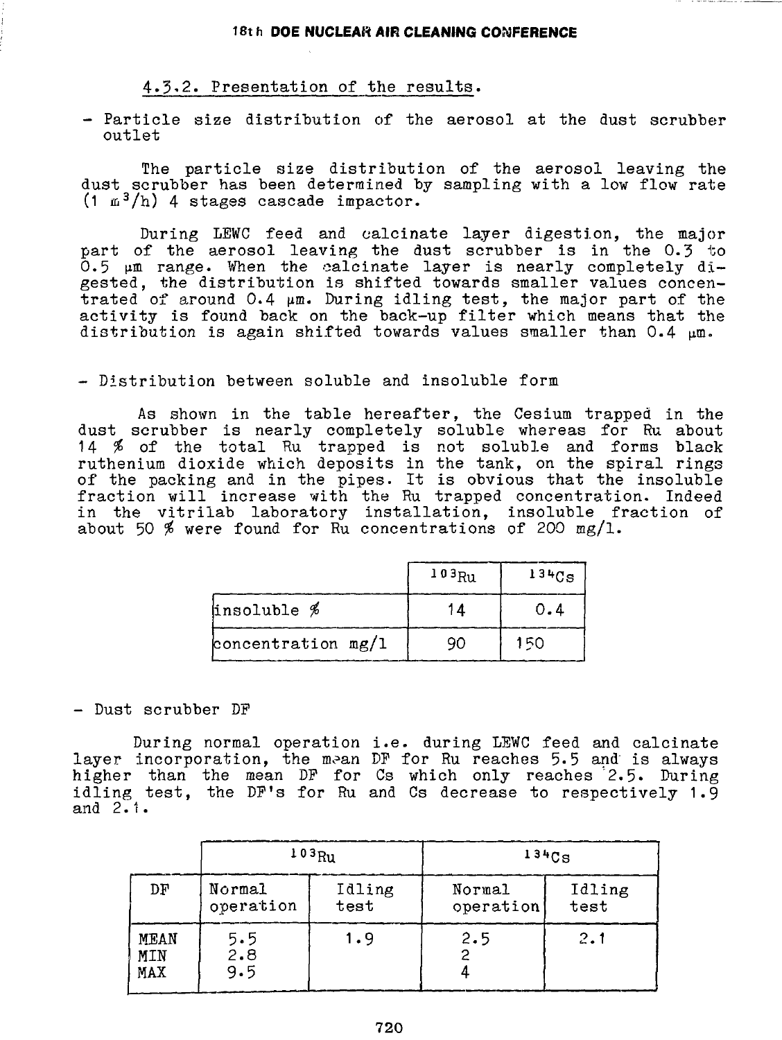#### 4.3.2. Presentation of the results.

- Particle size distribution of the aerosol at the dust scrubber outlet

The particle size distribution of the aerosol leaving the dust scrubber has been determined by sampling with a low flow rate (1 $m^3/h$) 4 stages cascade impactor.

During LEWC feed and calcinate layer digestion, the major part of the aerosol leaving the dust scrubber is in the 0.3 to 0.5 µm range. When the calcinate layer is nearly completely digested, the distribution is shifted towards smaller values concentrated of around 0.4 µm. During idling test, the major part of the activity is found back on the back-up filter which means that the distribution is again shifted towards values smaller than 0.4 µm.

- Distribution between soluble and insoluble form

As shown in the table hereafter, the Cesium trapped in the dust scrubber is nearly completely soluble whereas for Ru about 14 % of the total Ru trapped is not soluble and forms black ruthenium dioxide which deposits in the tank, on the spiral rings of the packing and in the pipes. It is obvious that the insoluble fraction will increase with the Ru trapped concentration. Indeed in the vitrilab laboratory installation, insoluble fraction of about 50 % were found for Ru concentrations of 200 mg/l.

| | $^{103}Ru$ | $^{134}Cs$ |
|---|---|---|
| insoluble % | 14 | 0.4 |
| concentration mg/l | 90 | 150 |

- Dust scrubber DF

During normal operation i.e. during LEWC feed and calcinate layer incorporation, the mean DF for Ru reaches 5.5 and is always higher than the mean DF for Cs which only reaches 2.5. During idling test, the DF's for Ru and Cs decrease to respectively 1.9 and 2.1.

| | $^{103}Ru$ | | $^{134}Cs$ | |
|---|---|---|---|---|
| DF | Normal operation | Idling test | Normal operation | Idling test |
| MEAN | 5.5 | 1.9 | 2.5 | 2.1 |
| MIN | 2.8 | | 2 | |
| MAX | 9.5 | | 4 | |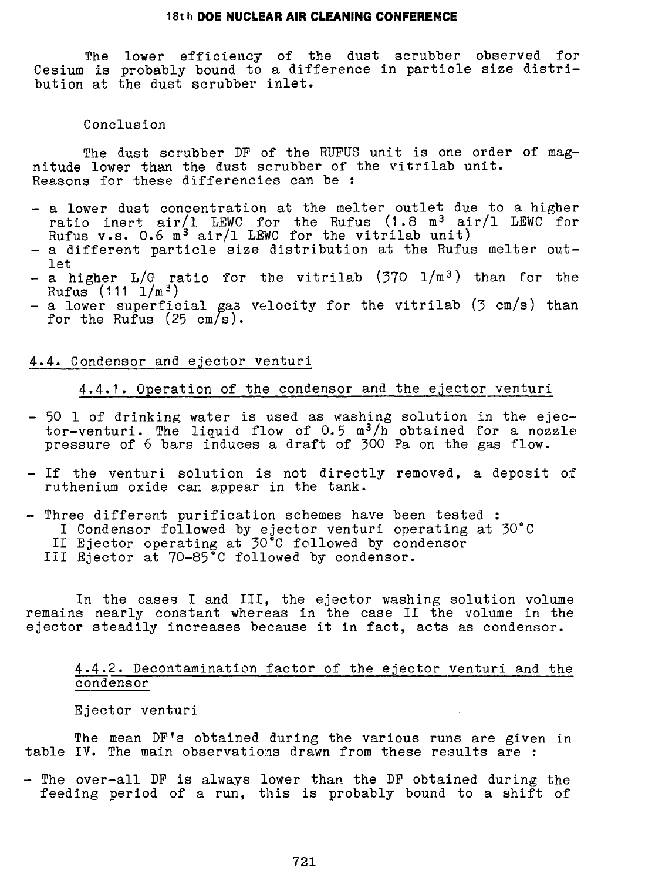The lower efficiency of the dust scrubber observed for Cesium is probably bound to a difference in particle size distribution at the dust scrubber inlet.

Conclusion

The dust scrubber DF of the RUFUS unit is one order of magnitude lower than the dust scrubber of the vitrilab unit. Reasons for these differencies can be :

- a lower dust concentration at the melter outlet due to a higher ratio inert air/l LEWC for the Rufus (1.8 $m^3$ air/l LEWC for Rufus v.s. 0.6 $m^3$ air/l LEWC for the vitrilab unit)
- a different particle size distribution at the Rufus melter outlet
- a higher L/G ratio for the vitrilab (370 $l/m^3$) than for the Rufus (111 $l/m^3$)
- a lower superficial gas velocity for the vitrilab (3 cm/s) than for the Rufus (25 cm/s).

## 4.4. Condensor and ejector venturi

### 4.4.1. Operation of the condensor and the ejector venturi

- 50 l of drinking water is used as washing solution in the ejector-venturi. The liquid flow of 0.5 $m^3/h$ obtained for a nozzle pressure of 6 bars induces a draft of 300 Pa on the gas flow.
- If the venturi solution is not directly removed, a deposit of ruthenium oxide can appear in the tank.
- Three different purification schemes have been tested :
  - I Condensor followed by ejector venturi operating at 30°C
  - II Ejector operating at 30°C followed by condensor
  - III Ejector at 70-85°C followed by condensor.

In the cases I and III, the ejector washing solution volume remains nearly constant whereas in the case II the volume in the ejector steadily increases because it in fact, acts as condensor.

### 4.4.2. Decontamination factor of the ejector venturi and the condensor

Ejector venturi

The mean DF's obtained during the various runs are given in table IV. The main observations drawn from these results are :

- The over-all DF is always lower than the DF obtained during the feeding period of a run, this is probably bound to a shift of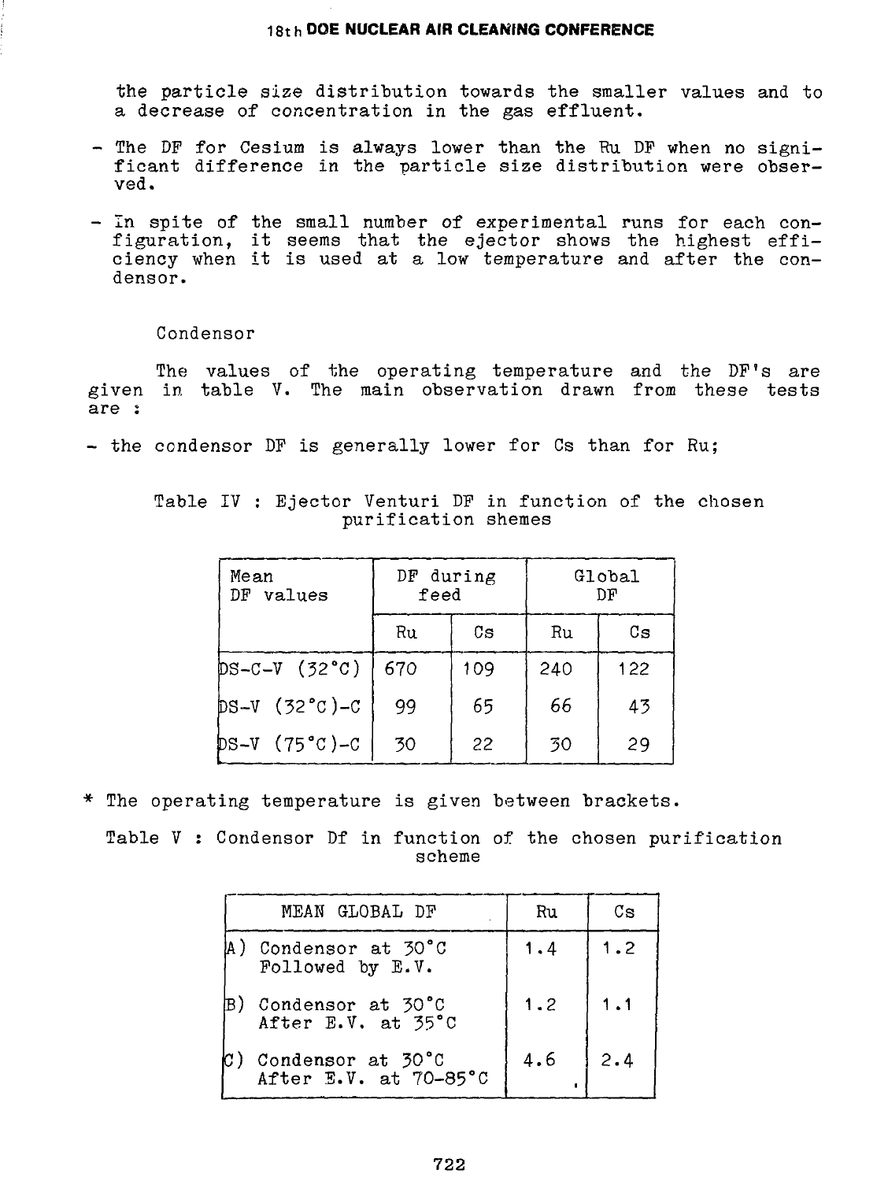the particle size distribution towards the smaller values and to a decrease of concentration in the gas effluent.

- The DF for Cesium is always lower than the Ru DF when no significant difference in the particle size distribution were observed.
- In spite of the small number of experimental runs for each configuration, it seems that the ejector shows the highest efficiency when it is used at a low temperature and after the condensor.

Condensor

The values of the operating temperature and the DF's are given in table V. The main observation drawn from these tests are :

- the condensor DF is generally lower for Cs than for Ru;

Table IV : Ejector Venturi DF in function of the chosen purification shemes

| Mean DF values | DF during feed | | Global DF | |
|---|---|---|---|---|
| | Ru | Cs | Ru | Cs |
| DS-C-V (32°C) | 670 | 109 | 240 | 122 |
| DS-V (32°C)-C | 99 | 65 | 66 | 43 |
| DS-V (75°C)-C | 30 | 22 | 30 | 29 |

* The operating temperature is given between brackets.

Table V : Condensor Df in function of the chosen purification scheme

| MEAN GLOBAL DF | Ru | Cs |
|---|---|---|
| A) Condensor at 30°C Followed by E.V. | 1.4 | 1.2 |
| B) Condensor at 30°C After E.V. at 35°C | 1.2 | 1.1 |
| C) Condensor at 30°C After E.V. at 70-85°C | 4.6 | 2.4 |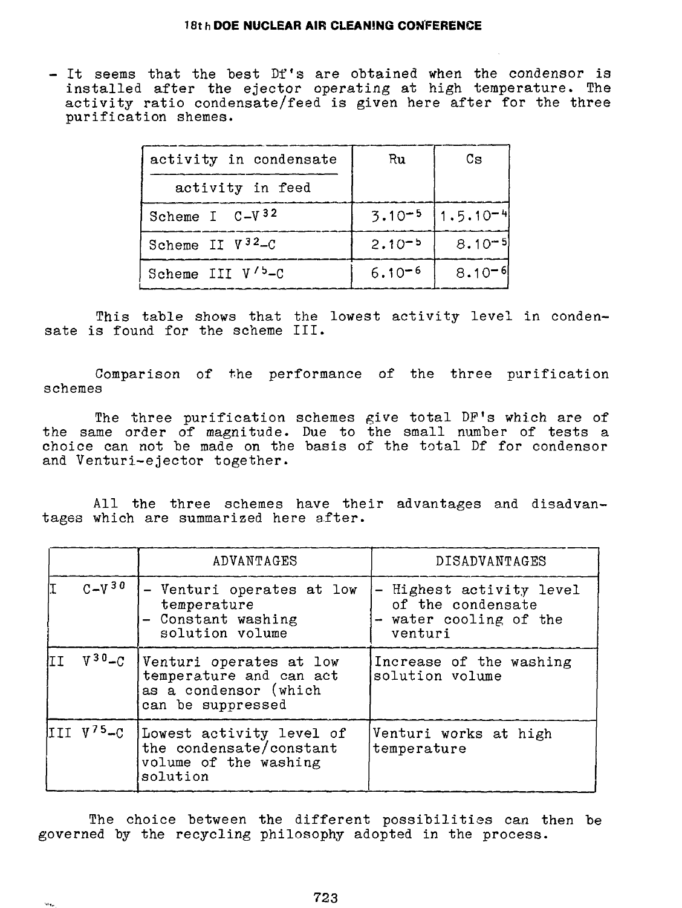- It seems that the best Df's are obtained when the condensor is installed after the ejector operating at high temperature. The activity ratio condensate/feed is given here after for the three purification shemes.

| activity in condensate / activity in feed | Ru | Cs |
|---|---|---|
| Scheme I $C\text{-}V^{32}$ | $3.10^{-5}$ | $1.5.10^{-4}$ |
| Scheme II $V^{32}\text{-}C$ | $2.10^{-5}$ | $8.10^{-5}$ |
| Scheme III $V^{75}\text{-}C$ | $6.10^{-6}$ | $8.10^{-6}$ |

This table shows that the lowest activity level in condensate is found for the scheme III.

Comparison of the performance of the three purification schemes

The three purification schemes give total DF's which are of the same order of magnitude. Due to the small number of tests a choice can not be made on the basis of the total Df for condensor and Venturi-ejector together.

All the three schemes have their advantages and disadvantages which are summarized here after.

| | ADVANTAGES | DISADVANTAGES |
|---|---|---|
| I $C\text{-}V^{30}$ | - Venturi operates at low temperature<br>- Constant washing solution volume | - Highest activity level of the condensate<br>- water cooling of the venturi |
| II $V^{30}\text{-}C$ | Venturi operates at low temperature and can act as a condensor (which can be suppressed | Increase of the washing solution volume |
| III $V^{75}\text{-}C$ | Lowest activity level of the condensate/constant volume of the washing solution | Venturi works at high temperature |

The choice between the different possibilities can then be governed by the recycling philosophy adopted in the process.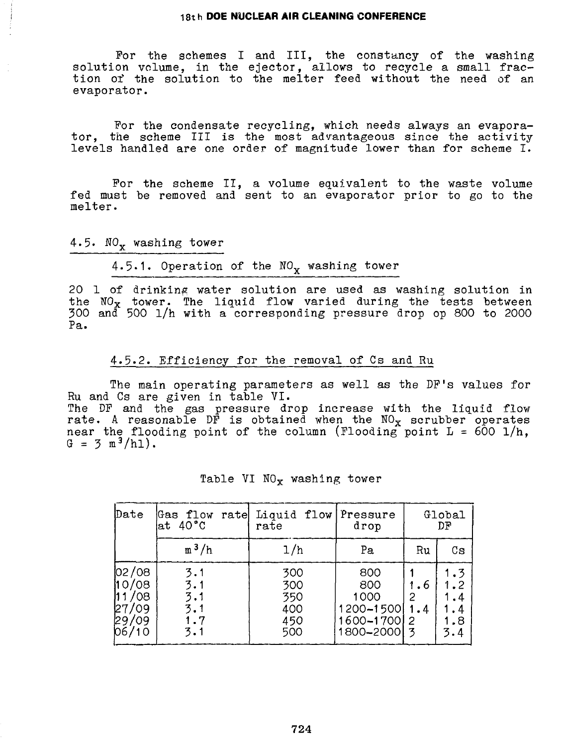For the schemes I and III, the constancy of the washing solution volume, in the ejector, allows to recycle a small fraction of the solution to the melter feed without the need of an evaporator.

For the condensate recycling, which needs always an evaporator, the scheme III is the most advantageous since the activity levels handled are one order of magnitude lower than for scheme I.

For the scheme II, a volume equivalent to the waste volume fed must be removed and sent to an evaporator prior to go to the melter.

## 4.5. $NO_x$ washing tower

### 4.5.1. Operation of the $NO_x$ washing tower

20 l of drinking water solution are used as washing solution in the $NO_x$ tower. The liquid flow varied during the tests between 300 and 500 l/h with a corresponding pressure drop op 800 to 2000 Pa.

### 4.5.2. Efficiency for the removal of Cs and Ru

The main operating parameters as well as the DF's values for Ru and Cs are given in table VI.
The DF and the gas pressure drop increase with the liquid flow rate. A reasonable DF is obtained when the $NO_x$ scrubber operates near the flooding point of the column (Flooding point L = 600 l/h, G = 3 $m^3$/hl).

Table VI $NO_x$ washing tower

| Date | Gas flow rate at 40°C | Liquid flow rate | Pressure drop | Global DF | |
|---|---|---|---|---|---|
| | $m^3$/h | l/h | Pa | Ru | Cs |
| 02/08 | 3.1 | 300 | 800 | 1 | 1.3 |
| 10/08 | 3.1 | 300 | 800 | 1.6 | 1.2 |
| 11/08 | 3.1 | 350 | 1000 | 2 | 1.4 |
| 27/09 | 3.1 | 400 | 1200-1500 | 1.4 | 1.4 |
| 29/09 | 1.7 | 450 | 1600-1700 | 2 | 1.8 |
| 06/10 | 3.1 | 500 | 1800-2000 | 3 | 3.4 |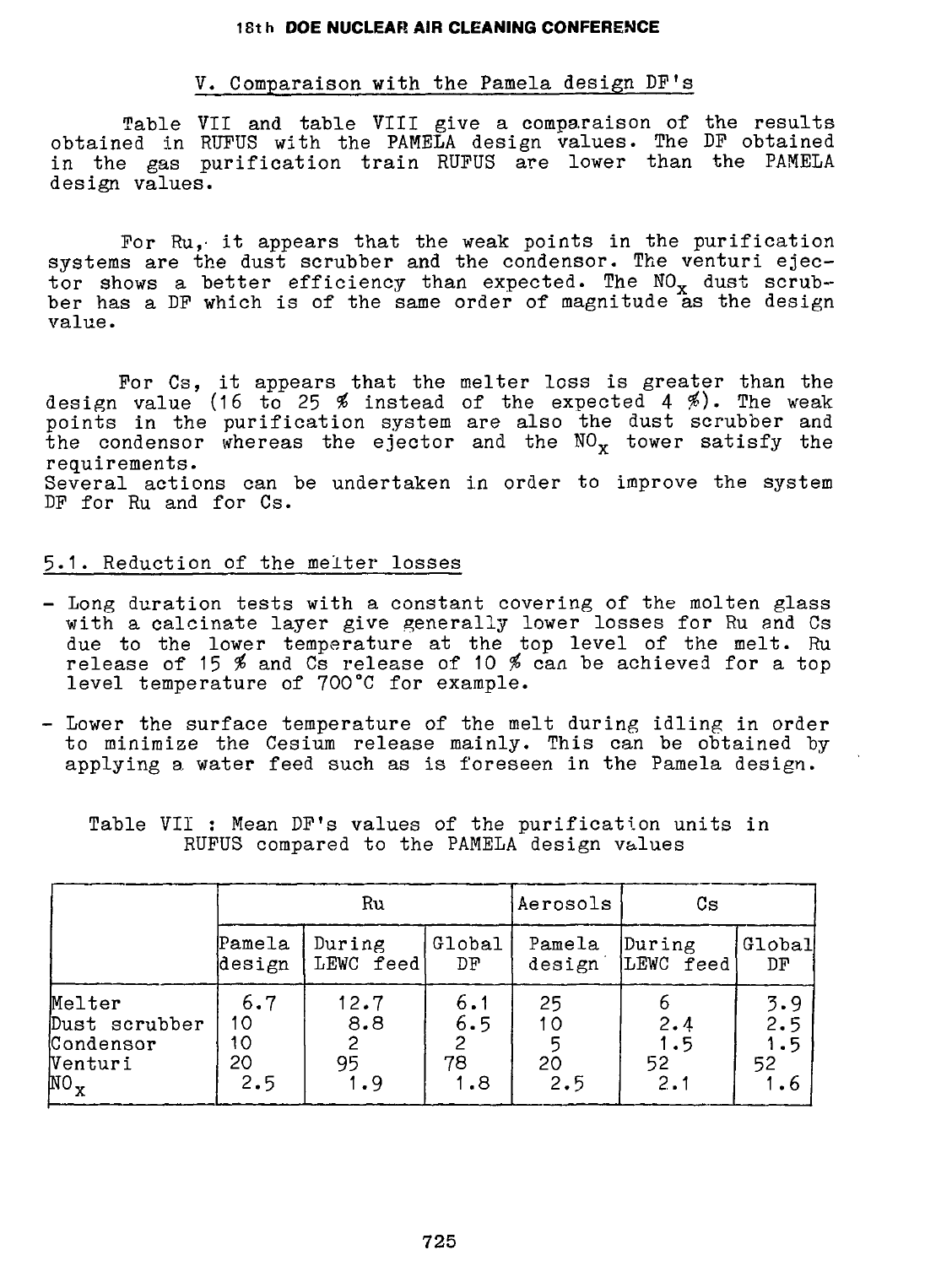## V. Comparaison with the Pamela design DF's

Table VII and table VIII give a comparaison of the results obtained in RUFUS with the PAMELA design values. The DF obtained in the gas purification train RUFUS are lower than the PAMELA design values.

For Ru, it appears that the weak points in the purification systems are the dust scrubber and the condensor. The venturi ejector shows a better efficiency than expected. The $NO_x$ dust scrubber has a DF which is of the same order of magnitude as the design value.

For Cs, it appears that the melter loss is greater than the design value (16 to 25 % instead of the expected 4 %). The weak points in the purification system are also the dust scrubber and the condensor whereas the ejector and the $NO_x$ tower satisfy the requirements.
Several actions can be undertaken in order to improve the system DF for Ru and for Cs.

### 5.1. Reduction of the melter losses

- Long duration tests with a constant covering of the molten glass with a calcinate layer give generally lower losses for Ru and Cs due to the lower temperature at the top level of the melt. Ru release of 15 % and Cs release of 10 % can be achieved for a top level temperature of 700°C for example.
- Lower the surface temperature of the melt during idling in order to minimize the Cesium release mainly. This can be obtained by applying a water feed such as is foreseen in the Pamela design.

Table VII : Mean DF's values of the purification units in RUFUS compared to the PAMELA design values

| | Ru | | | Aerosols | Cs | |
|---|---|---|---|---|---|---|
| | Pamela design | During LEWC feed | Global DF | Pamela design | During LEWC feed | Global DF |
| Melter | 6.7 | 12.7 | 6.1 | 25 | 6 | 3.9 |
| Dust scrubber | 10 | 8.8 | 6.5 | 10 | 2.4 | 2.5 |
| Condensor | 10 | 2 | 2 | 5 | 1.5 | 1.5 |
| Venturi | 20 | 95 | 78 | 20 | 52 | 52 |
| $NO_x$ | 2.5 | 1.9 | 1.8 | 2.5 | 2.1 | 1.6 |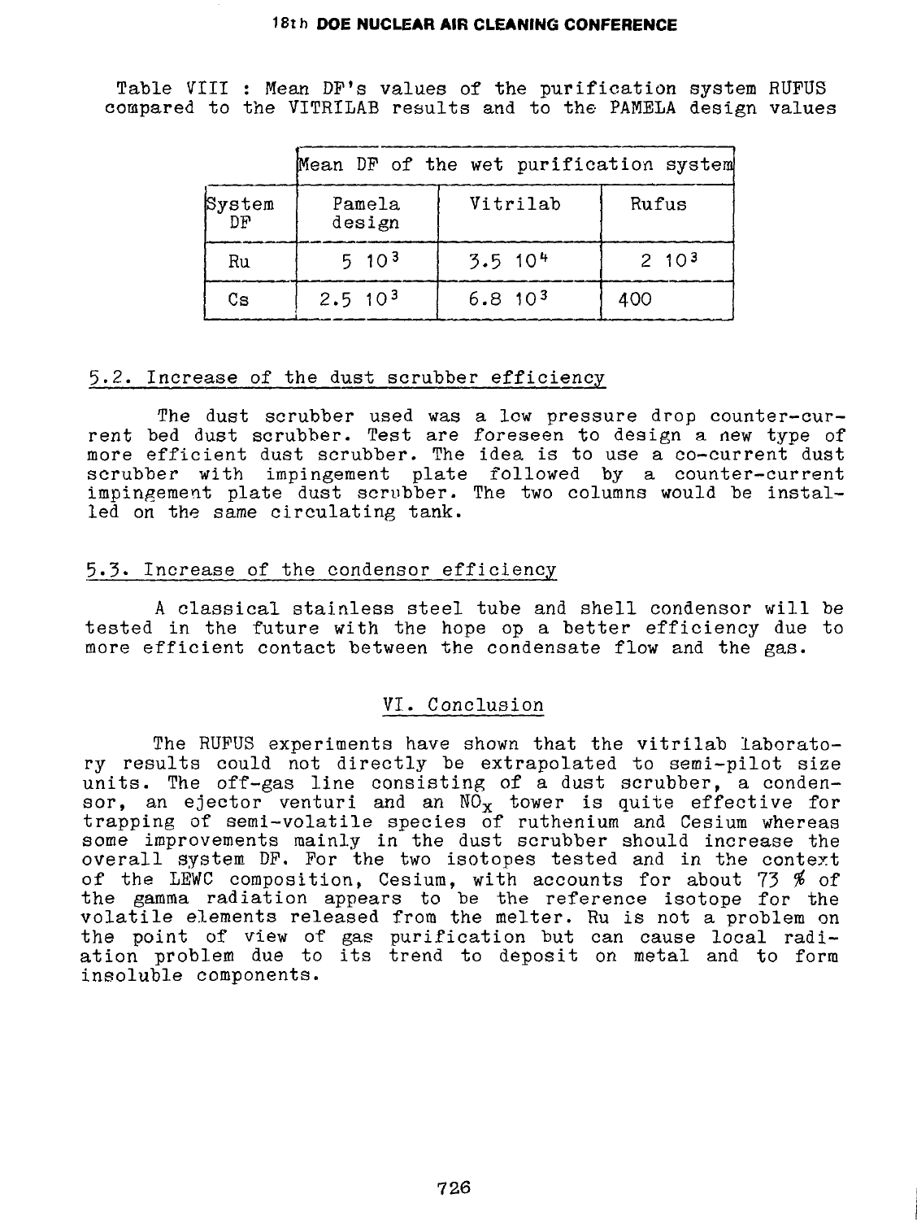Table VIII : Mean DF's values of the purification system RUFUS compared to the VITRILAB results and to the PAMELA design values

| System DF | Mean DF of the wet purification system | | |
|---|---|---|---|
| | Pamela design | Vitrilab | Rufus |
| Ru | $5\ 10^3$ | $3.5\ 10^4$ | $2\ 10^3$ |
| Cs | $2.5\ 10^3$ | $6.8\ 10^3$ | 400 |

## 5.2. Increase of the dust scrubber efficiency

The dust scrubber used was a low pressure drop counter-current bed dust scrubber. Test are foreseen to design a new type of more efficient dust scrubber. The idea is to use a co-current dust scrubber with impingement plate followed by a counter-current impingement plate dust scrubber. The two columns would be installed on the same circulating tank.

## 5.3. Increase of the condensor efficiency

A classical stainless steel tube and shell condensor will be tested in the future with the hope op a better efficiency due to more efficient contact between the condensate flow and the gas.

# VI. Conclusion

The RUFUS experiments have shown that the vitrilab laboratory results could not directly be extrapolated to semi-pilot size units. The off-gas line consisting of a dust scrubber, a condensor, an ejector venturi and an $NO_x$ tower is quite effective for trapping of semi-volatile species of ruthenium and Cesium whereas some improvements mainly in the dust scrubber should increase the overall system DF. For the two isotopes tested and in the context of the LEWC composition, Cesium, with accounts for about 73 % of the gamma radiation appears to be the reference isotope for the volatile elements released from the melter. Ru is not a problem on the point of view of gas purification but can cause local radiation problem due to its trend to deposit on metal and to form insoluble components.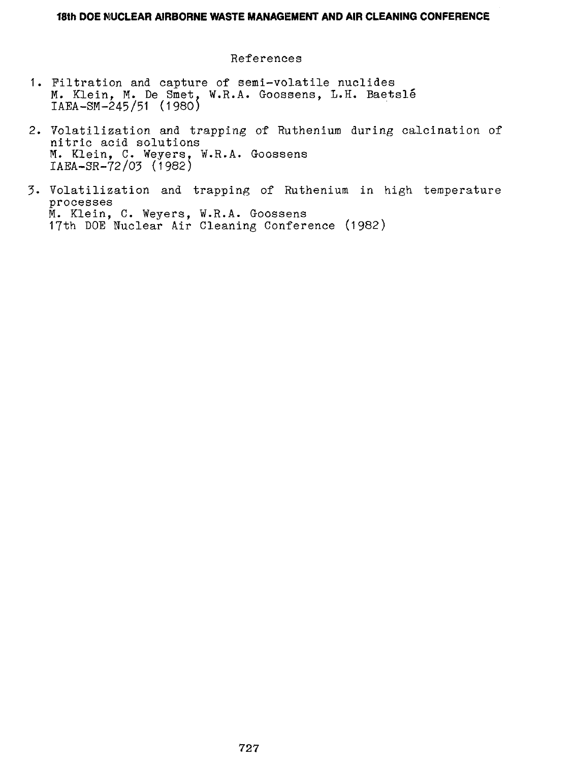## References

1. Filtration and capture of semi-volatile nuclides
   M. Klein, M. De Smet, W.R.A. Goossens, L.H. Baetslé
   IAEA-SM-245/51 (1980)

2. Volatilization and trapping of Ruthenium during calcination of nitric acid solutions
   M. Klein, C. Weyers, W.R.A. Goossens
   IAEA-SR-72/03 (1982)

3. Volatilization and trapping of Ruthenium in high temperature processes
   M. Klein, C. Weyers, W.R.A. Goossens
   17th DOE Nuclear Air Cleaning Conference (1982)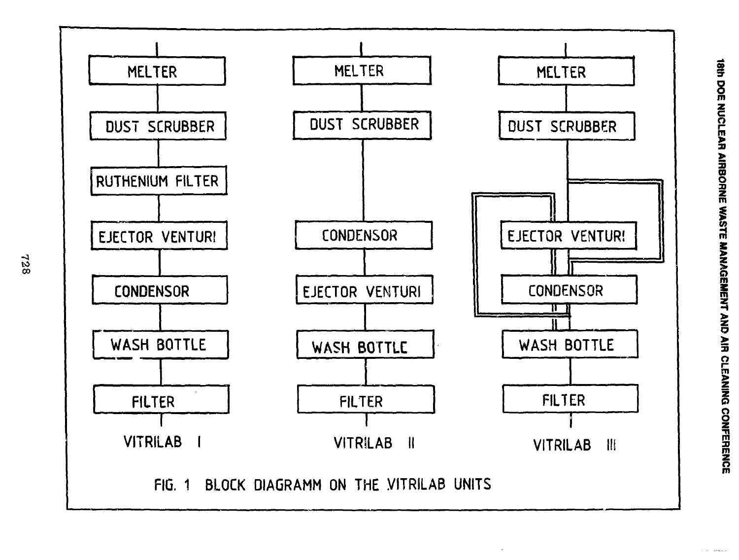**VITRILAB I**

- MELTER
- DUST SCRUBBER
- RUTHENIUM FILTER
- EJECTOR VENTURI
- CONDENSOR
- WASH BOTTLE
- FILTER

**VITRILAB II**

- MELTER
- DUST SCRUBBER
- CONDENSOR
- EJECTOR VENTURI
- WASH BOTTLE
- FILTER

**VITRILAB III**

- MELTER
- DUST SCRUBBER
- EJECTOR VENTURI
- CONDENSOR
- WASH BOTTLE
- FILTER

FIG. 1 BLOCK DIAGRAMM ON THE VITRILAB UNITS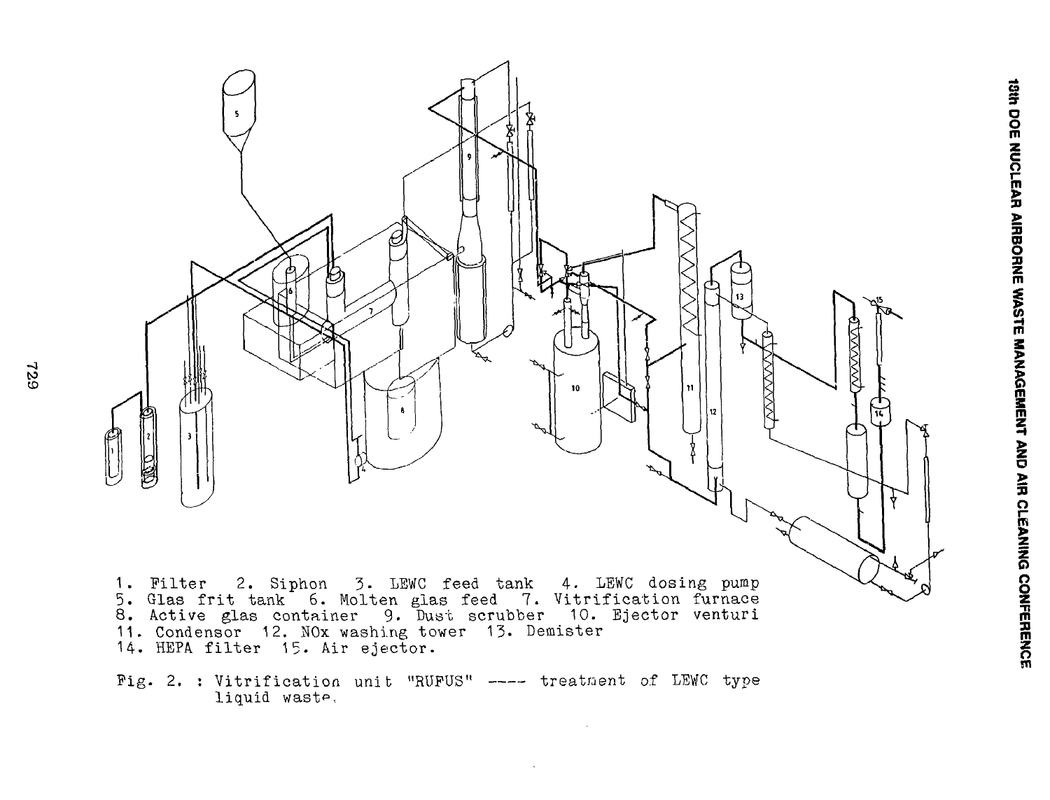1. Filter 2. Siphon 3. LEWC feed tank 4. LEWC dosing pump
5. Glas frit tank 6. Molten glas feed 7. Vitrification furnace
8. Active glas container 9. Dust scrubber 10. Ejector venturi
11. Condensor 12. NOx washing tower 13. Demister
14. HEPA filter 15. Air ejector.

Fig. 2. : Vitrification unit "RUFUS" ---- treatment of LEWC type liquid waste.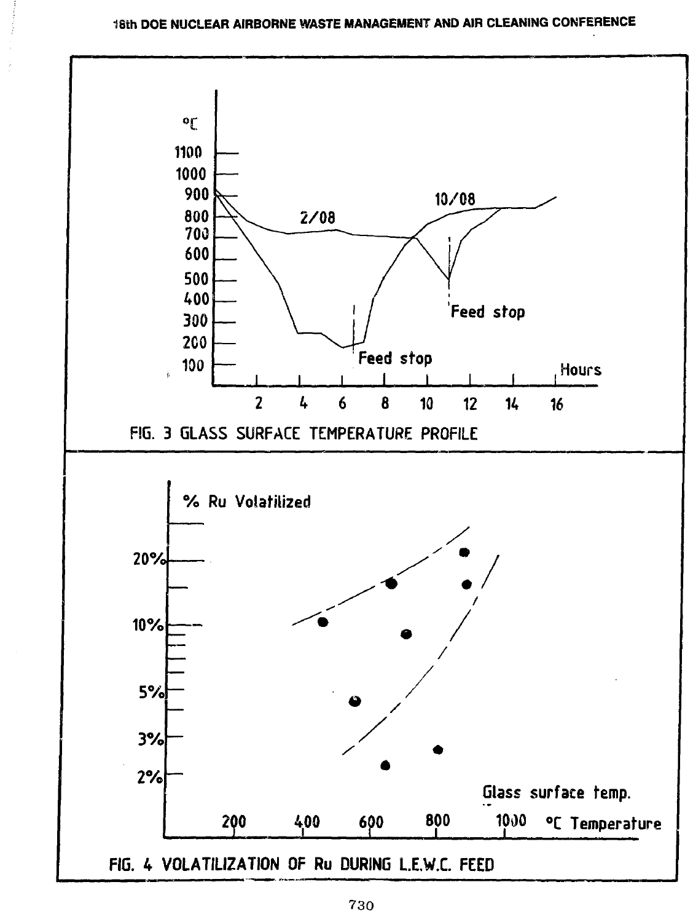FIG. 3 GLASS SURFACE TEMPERATURE PROFILE

FIG. 4 VOLATILIZATION OF Ru DURING L.E.W.C. FEED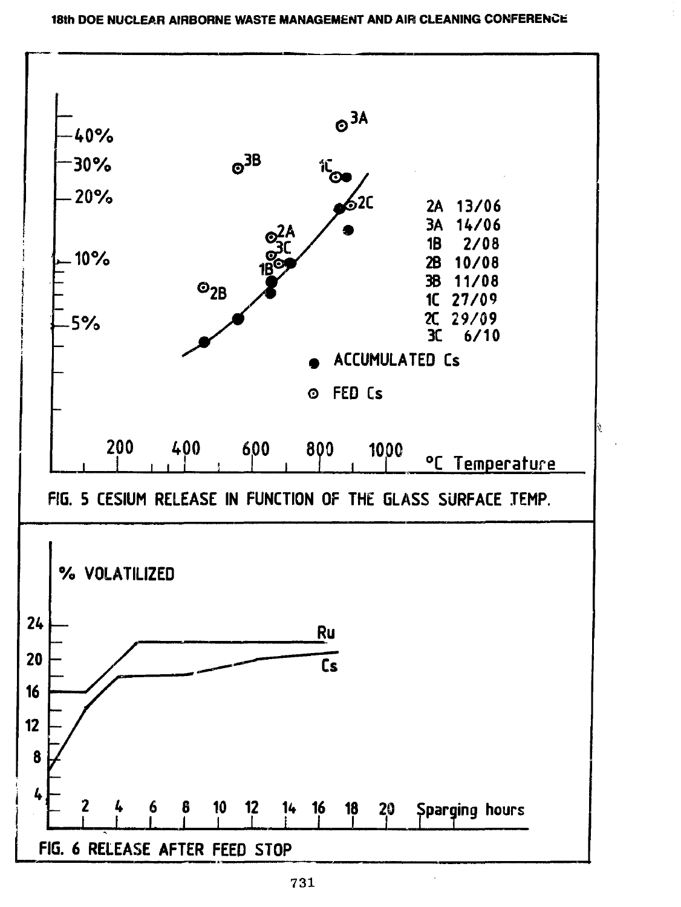40%
30%
20%
10%
5%

3A
3B
1C
2C
2A
3C
1B
2B

2A 13/06
3A 14/06
1B 2/08
2B 10/08
3B 11/08
1C 27/09
2C 29/09
3C 6/10

ACCUMULATED Cs
FED Cs

200
400
600
800
1000
°C Temperature

FIG. 5 CESIUM RELEASE IN FUNCTION OF THE GLASS SURFACE TEMP.

% VOLATILIZED

24
20
16
12
8
4

Ru
Cs

2
4
6
8
10
12
14
16
18
20
Sparging hours

FIG. 6 RELEASE AFTER FEED STOP